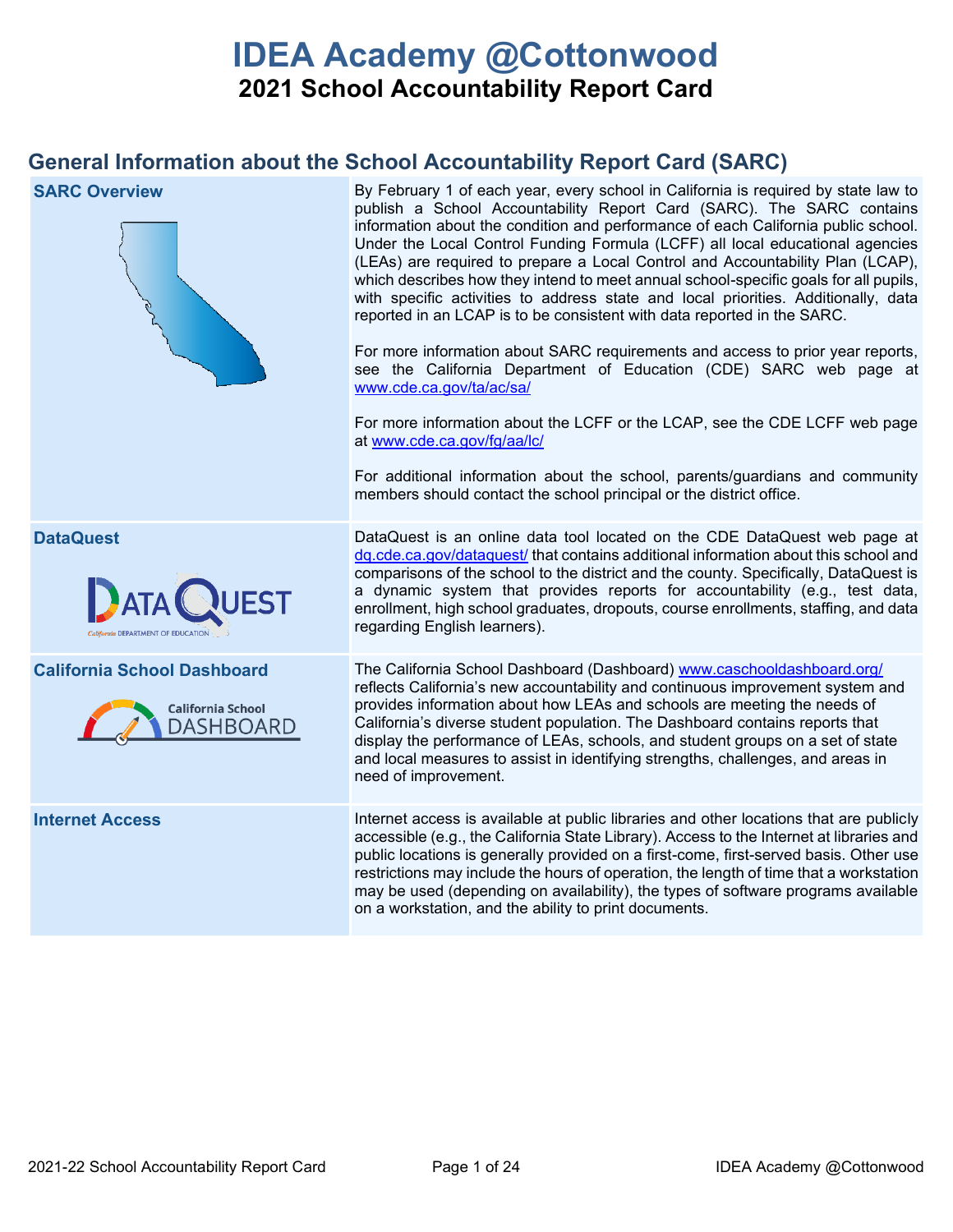# IDEA Academy @Cottonwood

## 2021 School Accountability Report Card

## General Information about the School Accountability Report Card (SARC)

| | |
|---|---|
| **SARC Overview** | By February 1 of each year, every school in California is required by state law to publish a School Accountability Report Card (SARC). The SARC contains information about the condition and performance of each California public school. Under the Local Control Funding Formula (LCFF) all local educational agencies (LEAs) are required to prepare a Local Control and Accountability Plan (LCAP), which describes how they intend to meet annual school-specific goals for all pupils, with specific activities to address state and local priorities. Additionally, data reported in an LCAP is to be consistent with data reported in the SARC.<br><br>For more information about SARC requirements and access to prior year reports, see the California Department of Education (CDE) SARC web page at www.cde.ca.gov/ta/ac/sa/<br><br>For more information about the LCFF or the LCAP, see the CDE LCFF web page at www.cde.ca.gov/fg/aa/lc/<br><br>For additional information about the school, parents/guardians and community members should contact the school principal or the district office. |
| **DataQuest** | DataQuest is an online data tool located on the CDE DataQuest web page at dq.cde.ca.gov/dataquest/ that contains additional information about this school and comparisons of the school to the district and the county. Specifically, DataQuest is a dynamic system that provides reports for accountability (e.g., test data, enrollment, high school graduates, dropouts, course enrollments, staffing, and data regarding English learners). |
| **California School Dashboard** | The California School Dashboard (Dashboard) www.caschooldashboard.org/ reflects California's new accountability and continuous improvement system and provides information about how LEAs and schools are meeting the needs of California's diverse student population. The Dashboard contains reports that display the performance of LEAs, schools, and student groups on a set of state and local measures to assist in identifying strengths, challenges, and areas in need of improvement. |
| **Internet Access** | Internet access is available at public libraries and other locations that are publicly accessible (e.g., the California State Library). Access to the Internet at libraries and public locations is generally provided on a first-come, first-served basis. Other use restrictions may include the hours of operation, the length of time that a workstation may be used (depending on availability), the types of software programs available on a workstation, and the ability to print documents. |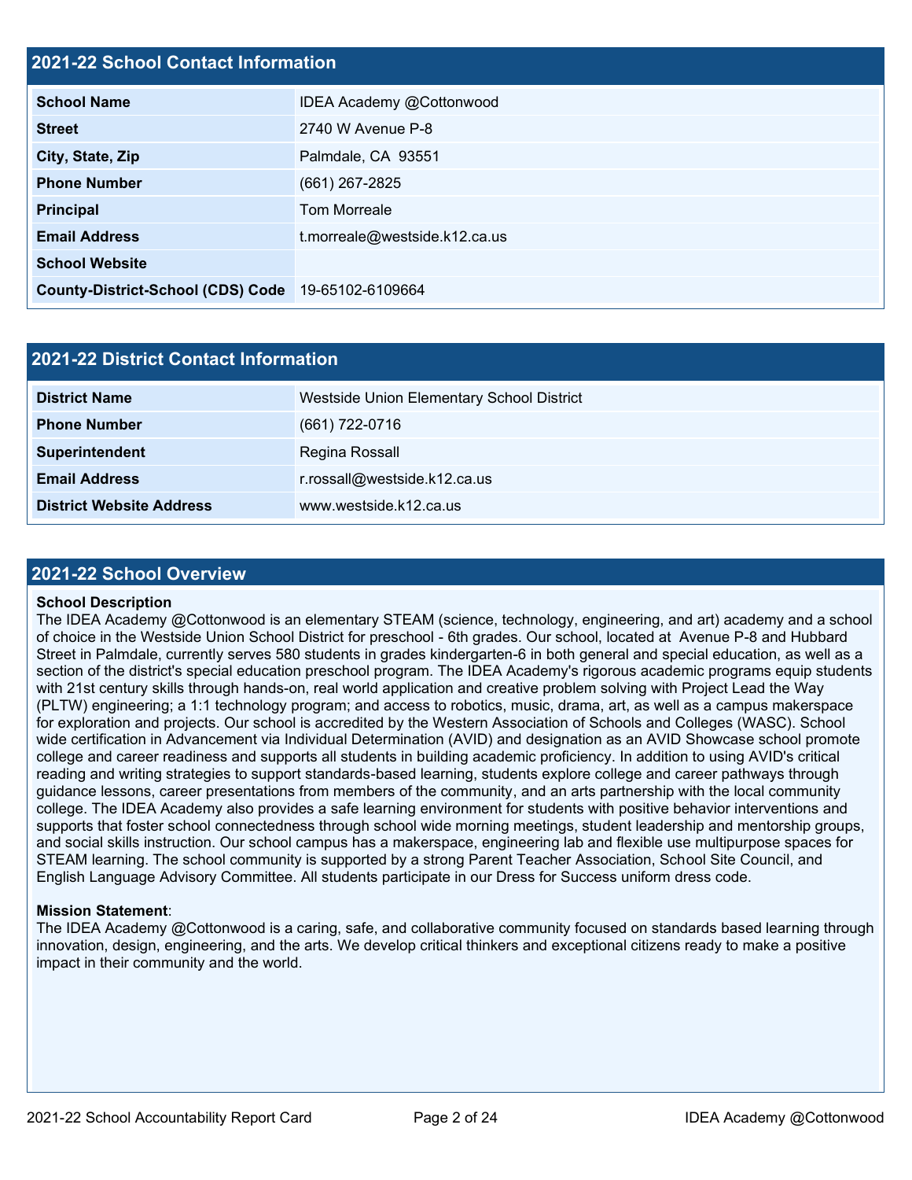## 2021-22 School Contact Information

| | |
|---|---|
| **School Name** | IDEA Academy @Cottonwood |
| **Street** | 2740 W Avenue P-8 |
| **City, State, Zip** | Palmdale, CA 93551 |
| **Phone Number** | (661) 267-2825 |
| **Principal** | Tom Morreale |
| **Email Address** | t.morreale@westside.k12.ca.us |
| **School Website** | |
| **County-District-School (CDS) Code** | 19-65102-6109664 |

## 2021-22 District Contact Information

| | |
|---|---|
| **District Name** | Westside Union Elementary School District |
| **Phone Number** | (661) 722-0716 |
| **Superintendent** | Regina Rossall |
| **Email Address** | r.rossall@westside.k12.ca.us |
| **District Website Address** | www.westside.k12.ca.us |

## 2021-22 School Overview

**School Description**

The IDEA Academy @Cottonwood is an elementary STEAM (science, technology, engineering, and art) academy and a school of choice in the Westside Union School District for preschool - 6th grades. Our school, located at Avenue P-8 and Hubbard Street in Palmdale, currently serves 580 students in grades kindergarten-6 in both general and special education, as well as a section of the district's special education preschool program. The IDEA Academy's rigorous academic programs equip students with 21st century skills through hands-on, real world application and creative problem solving with Project Lead the Way (PLTW) engineering; a 1:1 technology program; and access to robotics, music, drama, art, as well as a campus makerspace for exploration and projects. Our school is accredited by the Western Association of Schools and Colleges (WASC). School wide certification in Advancement via Individual Determination (AVID) and designation as an AVID Showcase school promote college and career readiness and supports all students in building academic proficiency. In addition to using AVID's critical reading and writing strategies to support standards-based learning, students explore college and career pathways through guidance lessons, career presentations from members of the community, and an arts partnership with the local community college. The IDEA Academy also provides a safe learning environment for students with positive behavior interventions and supports that foster school connectedness through school wide morning meetings, student leadership and mentorship groups, and social skills instruction. Our school campus has a makerspace, engineering lab and flexible use multipurpose spaces for STEAM learning. The school community is supported by a strong Parent Teacher Association, School Site Council, and English Language Advisory Committee. All students participate in our Dress for Success uniform dress code.

**Mission Statement**:

The IDEA Academy @Cottonwood is a caring, safe, and collaborative community focused on standards based learning through innovation, design, engineering, and the arts. We develop critical thinkers and exceptional citizens ready to make a positive impact in their community and the world.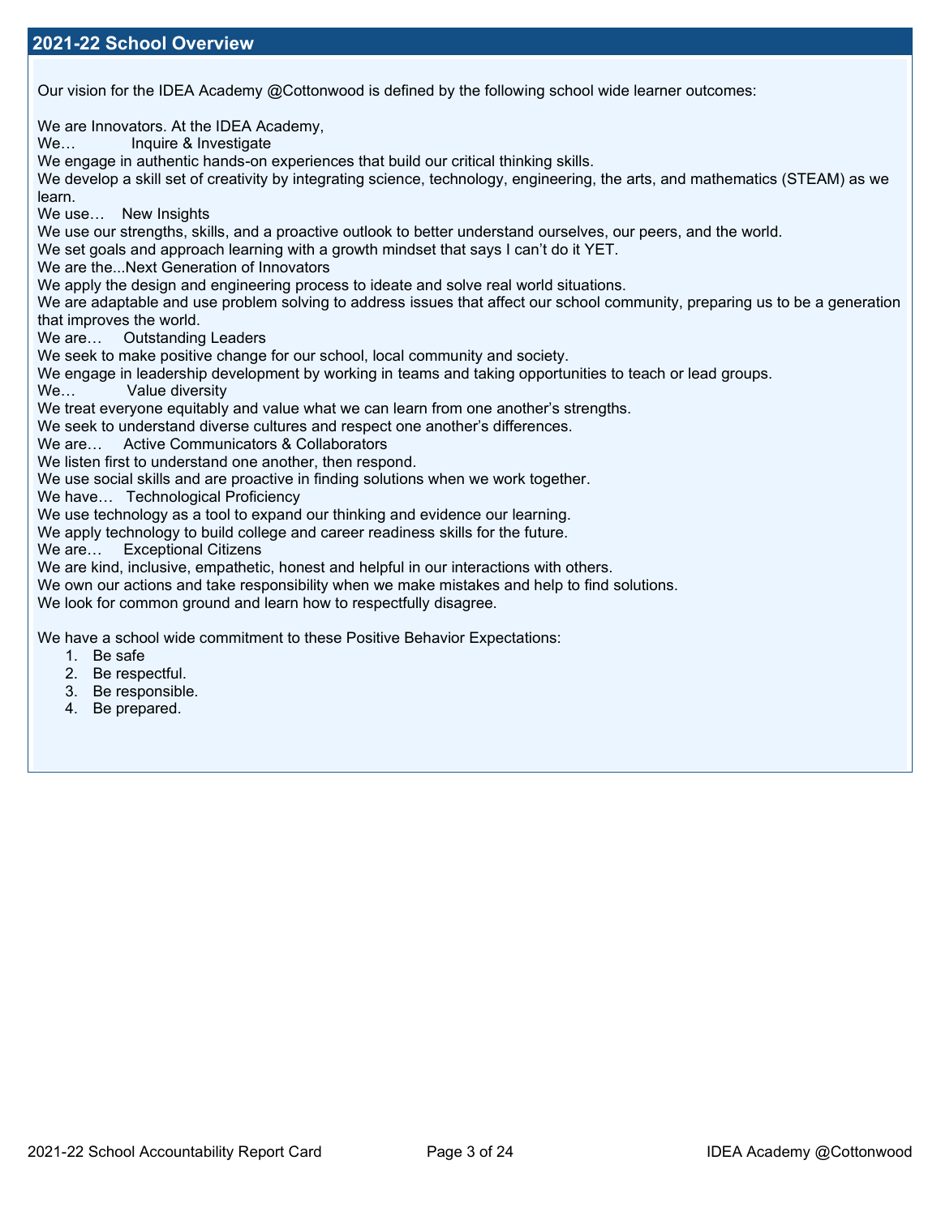## 2021-22 School Overview

Our vision for the IDEA Academy @Cottonwood is defined by the following school wide learner outcomes:

We are Innovators. At the IDEA Academy,
We… Inquire & Investigate
We engage in authentic hands-on experiences that build our critical thinking skills.
We develop a skill set of creativity by integrating science, technology, engineering, the arts, and mathematics (STEAM) as we learn.
We use… New Insights
We use our strengths, skills, and a proactive outlook to better understand ourselves, our peers, and the world.
We set goals and approach learning with a growth mindset that says I can't do it YET.
We are the...Next Generation of Innovators
We apply the design and engineering process to ideate and solve real world situations.
We are adaptable and use problem solving to address issues that affect our school community, preparing us to be a generation that improves the world.
We are… Outstanding Leaders
We seek to make positive change for our school, local community and society.
We engage in leadership development by working in teams and taking opportunities to teach or lead groups.
We… Value diversity
We treat everyone equitably and value what we can learn from one another's strengths.
We seek to understand diverse cultures and respect one another's differences.
We are… Active Communicators & Collaborators
We listen first to understand one another, then respond.
We use social skills and are proactive in finding solutions when we work together.
We have… Technological Proficiency
We use technology as a tool to expand our thinking and evidence our learning.
We apply technology to build college and career readiness skills for the future.
We are… Exceptional Citizens
We are kind, inclusive, empathetic, honest and helpful in our interactions with others.
We own our actions and take responsibility when we make mistakes and help to find solutions.
We look for common ground and learn how to respectfully disagree.

We have a school wide commitment to these Positive Behavior Expectations:

1. Be safe
2. Be respectful.
3. Be responsible.
4. Be prepared.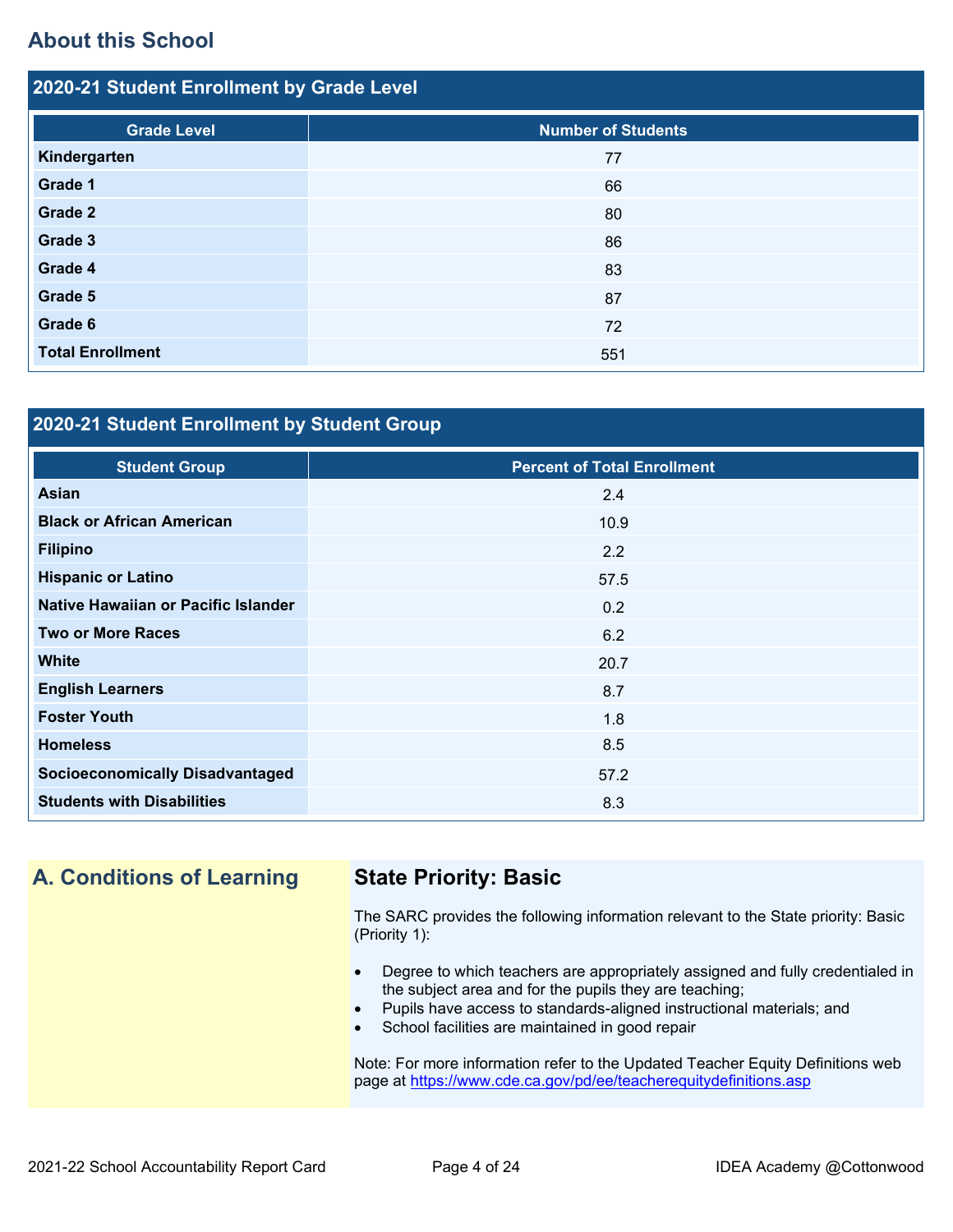## About this School

### 2020-21 Student Enrollment by Grade Level

| Grade Level | Number of Students |
|---|---|
| **Kindergarten** | 77 |
| **Grade 1** | 66 |
| **Grade 2** | 80 |
| **Grade 3** | 86 |
| **Grade 4** | 83 |
| **Grade 5** | 87 |
| **Grade 6** | 72 |
| **Total Enrollment** | 551 |

### 2020-21 Student Enrollment by Student Group

| Student Group | Percent of Total Enrollment |
|---|---|
| **Asian** | 2.4 |
| **Black or African American** | 10.9 |
| **Filipino** | 2.2 |
| **Hispanic or Latino** | 57.5 |
| **Native Hawaiian or Pacific Islander** | 0.2 |
| **Two or More Races** | 6.2 |
| **White** | 20.7 |
| **English Learners** | 8.7 |
| **Foster Youth** | 1.8 |
| **Homeless** | 8.5 |
| **Socioeconomically Disadvantaged** | 57.2 |
| **Students with Disabilities** | 8.3 |

## A. Conditions of Learning

### State Priority: Basic

The SARC provides the following information relevant to the State priority: Basic (Priority 1):

- Degree to which teachers are appropriately assigned and fully credentialed in the subject area and for the pupils they are teaching;
- Pupils have access to standards-aligned instructional materials; and
- School facilities are maintained in good repair

Note: For more information refer to the Updated Teacher Equity Definitions web page at https://www.cde.ca.gov/pd/ee/teacherequitydefinitions.asp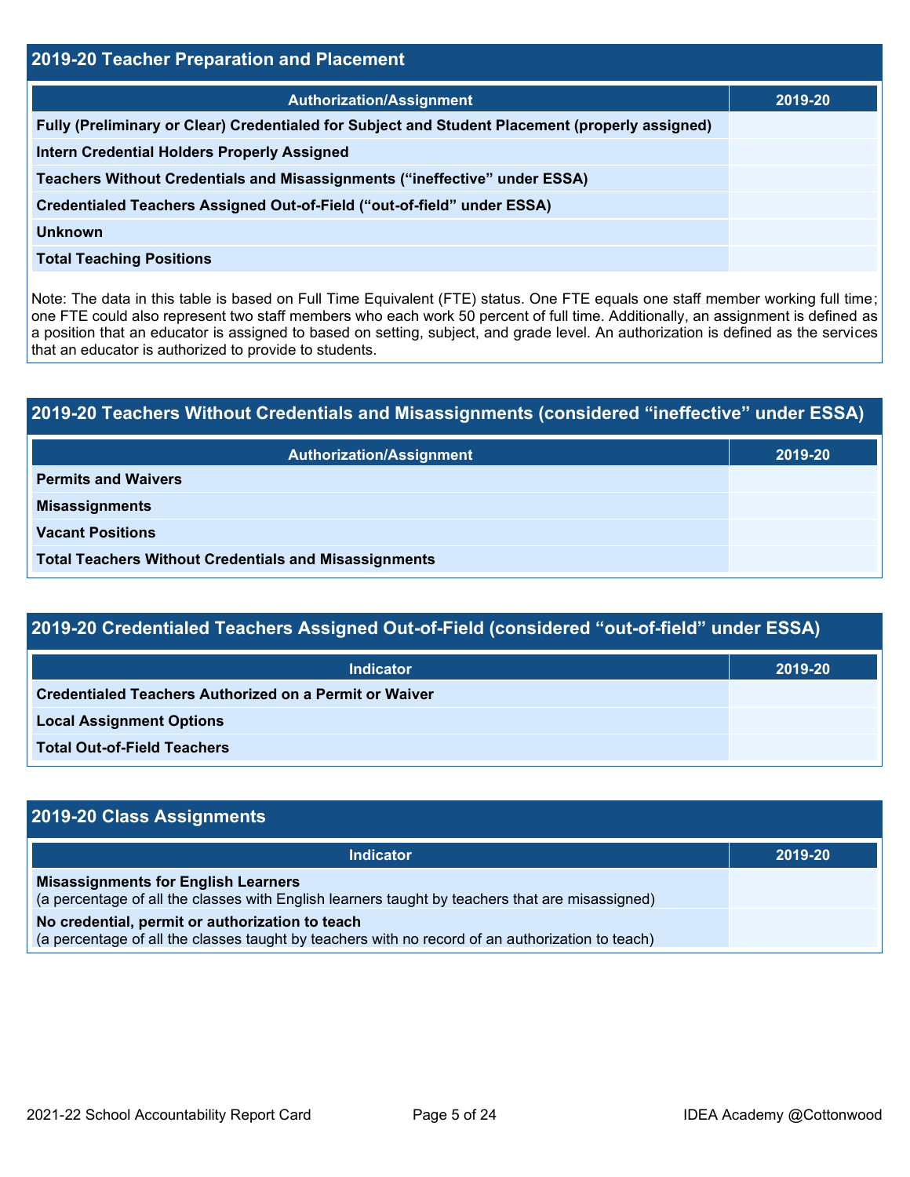## 2019-20 Teacher Preparation and Placement

| Authorization/Assignment | 2019-20 |
| --- | --- |
| Fully (Preliminary or Clear) Credentialed for Subject and Student Placement (properly assigned) | |
| Intern Credential Holders Properly Assigned | |
| Teachers Without Credentials and Misassignments (“ineffective” under ESSA) | |
| Credentialed Teachers Assigned Out-of-Field (“out-of-field” under ESSA) | |
| Unknown | |
| Total Teaching Positions | |

Note: The data in this table is based on Full Time Equivalent (FTE) status. One FTE equals one staff member working full time; one FTE could also represent two staff members who each work 50 percent of full time. Additionally, an assignment is defined as a position that an educator is assigned to based on setting, subject, and grade level. An authorization is defined as the services that an educator is authorized to provide to students.

## 2019-20 Teachers Without Credentials and Misassignments (considered “ineffective” under ESSA)

| Authorization/Assignment | 2019-20 |
| --- | --- |
| Permits and Waivers | |
| Misassignments | |
| Vacant Positions | |
| Total Teachers Without Credentials and Misassignments | |

## 2019-20 Credentialed Teachers Assigned Out-of-Field (considered “out-of-field” under ESSA)

| Indicator | 2019-20 |
| --- | --- |
| Credentialed Teachers Authorized on a Permit or Waiver | |
| Local Assignment Options | |
| Total Out-of-Field Teachers | |

## 2019-20 Class Assignments

| Indicator | 2019-20 |
| --- | --- |
| **Misassignments for English Learners** (a percentage of all the classes with English learners taught by teachers that are misassigned) | |
| **No credential, permit or authorization to teach** (a percentage of all the classes taught by teachers with no record of an authorization to teach) | |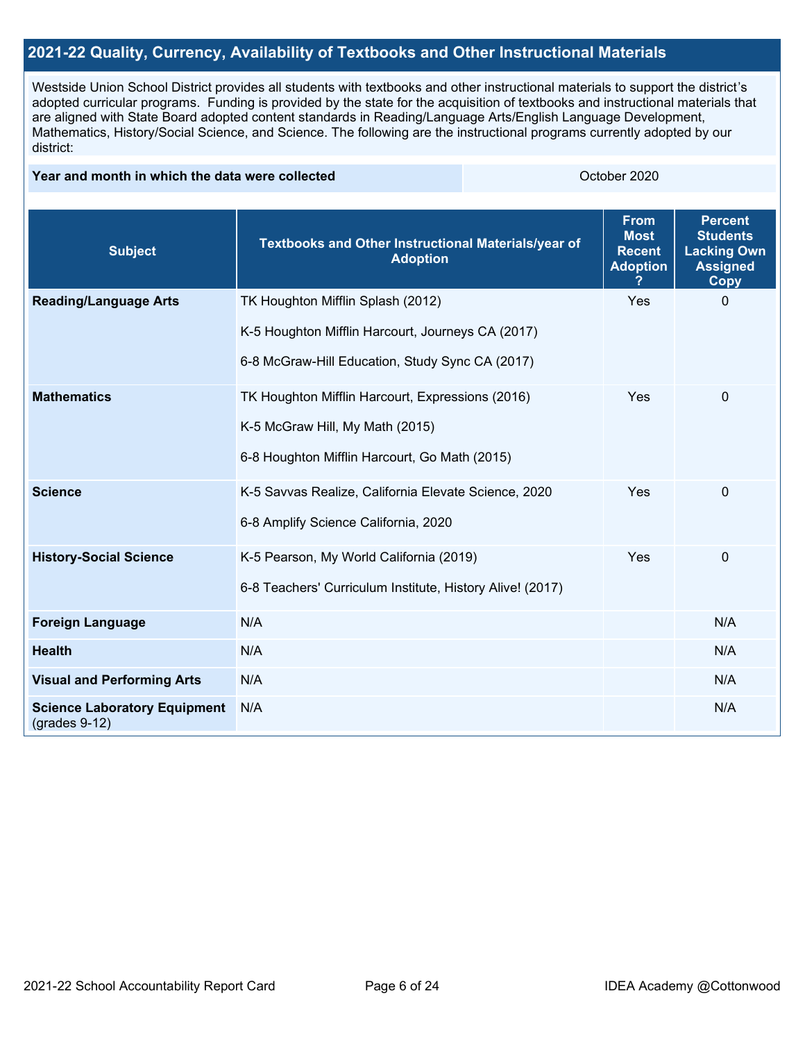## 2021-22 Quality, Currency, Availability of Textbooks and Other Instructional Materials

Westside Union School District provides all students with textbooks and other instructional materials to support the district's adopted curricular programs. Funding is provided by the state for the acquisition of textbooks and instructional materials that are aligned with State Board adopted content standards in Reading/Language Arts/English Language Development, Mathematics, History/Social Science, and Science. The following are the instructional programs currently adopted by our district:

| Year and month in which the data were collected | October 2020 |
|---|---|

| Subject | Textbooks and Other Instructional Materials/year of Adoption | From Most Recent Adoption ? | Percent Students Lacking Own Assigned Copy |
|---|---|---|---|
| **Reading/Language Arts** | TK Houghton Mifflin Splash (2012)<br><br>K-5 Houghton Mifflin Harcourt, Journeys CA (2017)<br><br>6-8 McGraw-Hill Education, Study Sync CA (2017) | Yes | 0 |
| **Mathematics** | TK Houghton Mifflin Harcourt, Expressions (2016)<br><br>K-5 McGraw Hill, My Math (2015)<br><br>6-8 Houghton Mifflin Harcourt, Go Math (2015) | Yes | 0 |
| **Science** | K-5 Savvas Realize, California Elevate Science, 2020<br><br>6-8 Amplify Science California, 2020 | Yes | 0 |
| **History-Social Science** | K-5 Pearson, My World California (2019)<br><br>6-8 Teachers' Curriculum Institute, History Alive! (2017) | Yes | 0 |
| **Foreign Language** | N/A | | N/A |
| **Health** | N/A | | N/A |
| **Visual and Performing Arts** | N/A | | N/A |
| **Science Laboratory Equipment** (grades 9-12) | N/A | | N/A |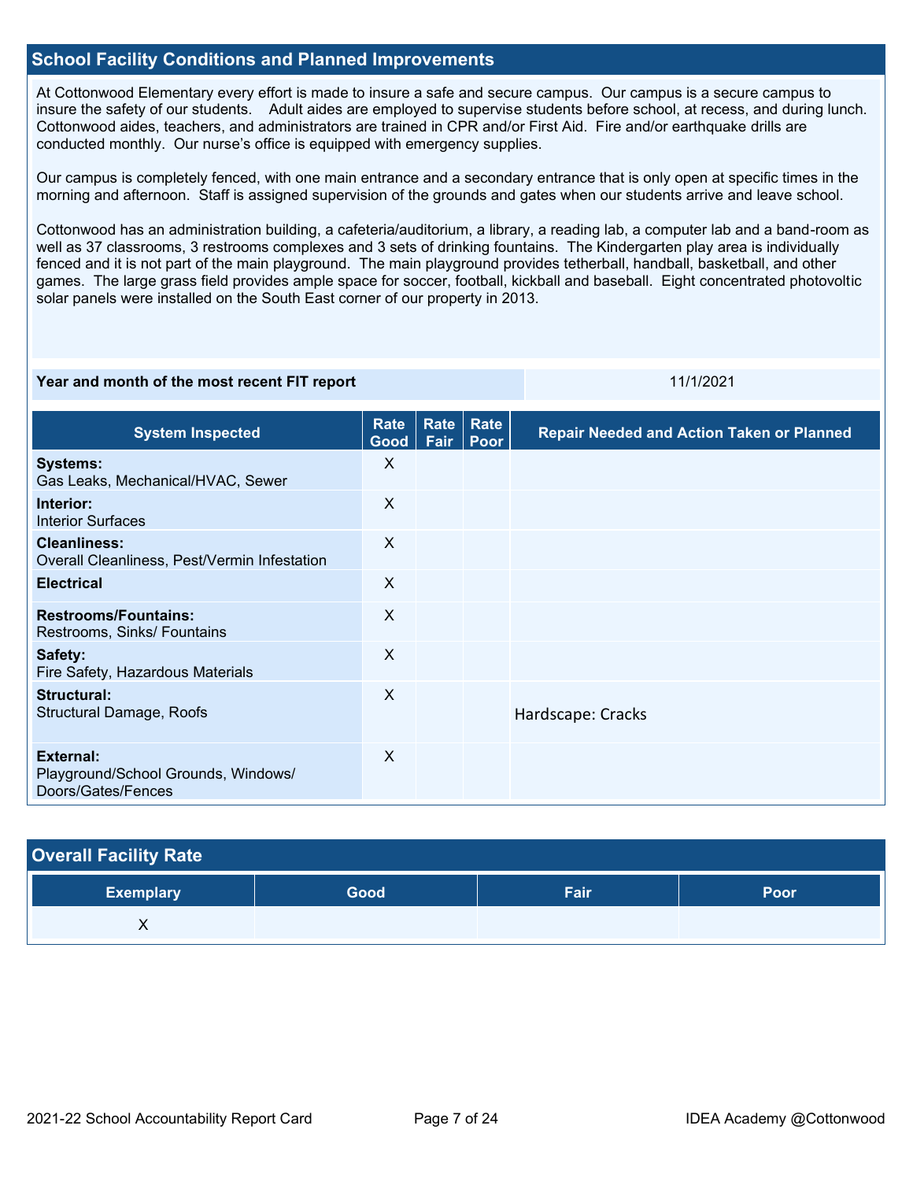## School Facility Conditions and Planned Improvements

At Cottonwood Elementary every effort is made to insure a safe and secure campus. Our campus is a secure campus to insure the safety of our students. Adult aides are employed to supervise students before school, at recess, and during lunch. Cottonwood aides, teachers, and administrators are trained in CPR and/or First Aid. Fire and/or earthquake drills are conducted monthly. Our nurse's office is equipped with emergency supplies.

Our campus is completely fenced, with one main entrance and a secondary entrance that is only open at specific times in the morning and afternoon. Staff is assigned supervision of the grounds and gates when our students arrive and leave school.

Cottonwood has an administration building, a cafeteria/auditorium, a library, a reading lab, a computer lab and a band-room as well as 37 classrooms, 3 restrooms complexes and 3 sets of drinking fountains. The Kindergarten play area is individually fenced and it is not part of the main playground. The main playground provides tetherball, handball, basketball, and other games. The large grass field provides ample space for soccer, football, kickball and baseball. Eight concentrated photovoltic solar panels were installed on the South East corner of our property in 2013.

| Year and month of the most recent FIT report | 11/1/2021 |
|---|---|

| System Inspected | Rate Good | Rate Fair | Rate Poor | Repair Needed and Action Taken or Planned |
|---|---|---|---|---|
| **Systems:** Gas Leaks, Mechanical/HVAC, Sewer | X | | | |
| **Interior:** Interior Surfaces | X | | | |
| **Cleanliness:** Overall Cleanliness, Pest/Vermin Infestation | X | | | |
| **Electrical** | X | | | |
| **Restrooms/Fountains:** Restrooms, Sinks/ Fountains | X | | | |
| **Safety:** Fire Safety, Hazardous Materials | X | | | |
| **Structural:** Structural Damage, Roofs | X | | | Hardscape: Cracks |
| **External:** Playground/School Grounds, Windows/ Doors/Gates/Fences | X | | | |

## Overall Facility Rate

| Exemplary | Good | Fair | Poor |
|---|---|---|---|
| X | | | |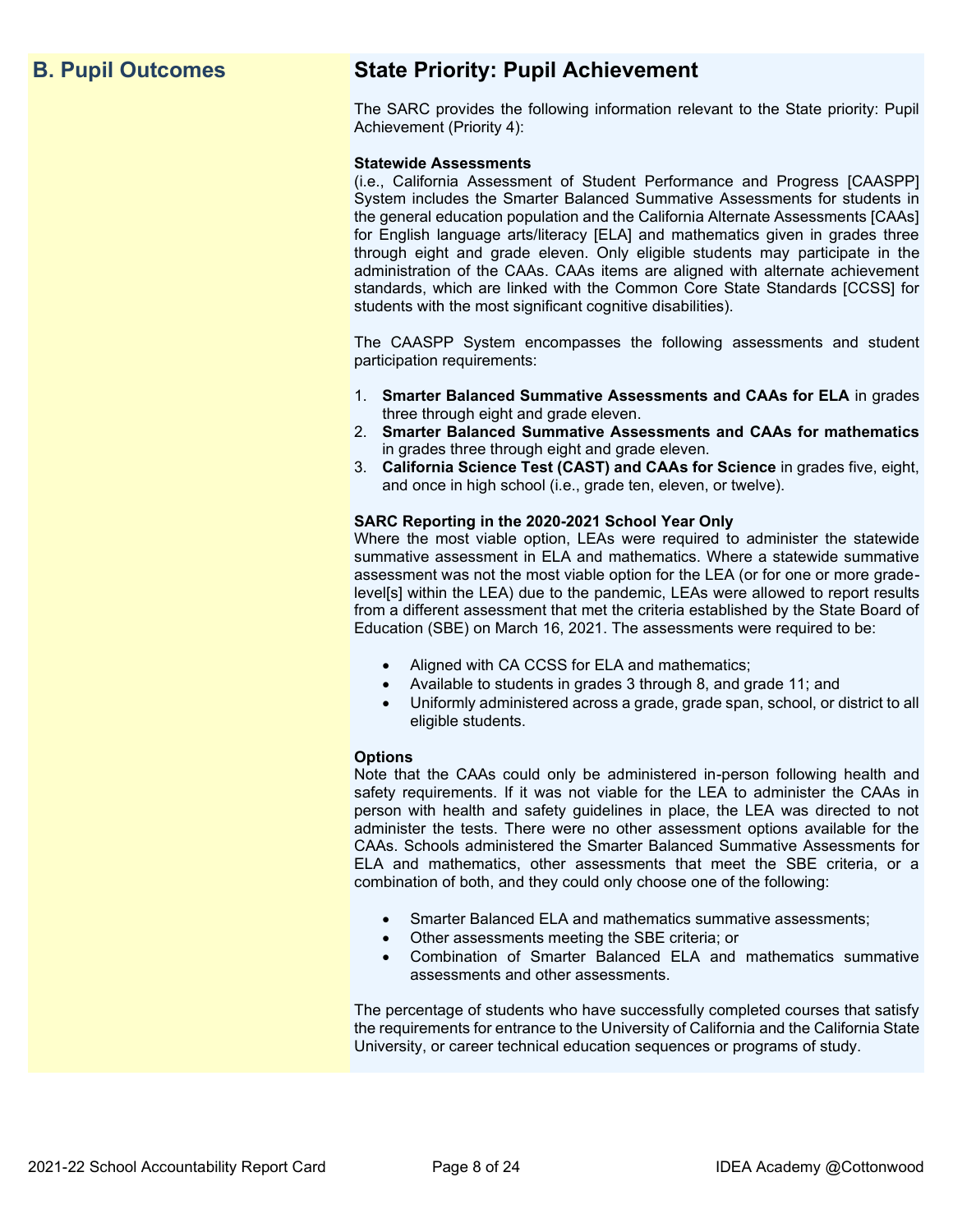## B. Pupil Outcomes

## State Priority: Pupil Achievement

The SARC provides the following information relevant to the State priority: Pupil Achievement (Priority 4):

**Statewide Assessments**
(i.e., California Assessment of Student Performance and Progress [CAASPP] System includes the Smarter Balanced Summative Assessments for students in the general education population and the California Alternate Assessments [CAAs] for English language arts/literacy [ELA] and mathematics given in grades three through eight and grade eleven. Only eligible students may participate in the administration of the CAAs. CAAs items are aligned with alternate achievement standards, which are linked with the Common Core State Standards [CCSS] for students with the most significant cognitive disabilities).

The CAASPP System encompasses the following assessments and student participation requirements:

1. **Smarter Balanced Summative Assessments and CAAs for ELA** in grades three through eight and grade eleven.
2. **Smarter Balanced Summative Assessments and CAAs for mathematics** in grades three through eight and grade eleven.
3. **California Science Test (CAST) and CAAs for Science** in grades five, eight, and once in high school (i.e., grade ten, eleven, or twelve).

**SARC Reporting in the 2020-2021 School Year Only**
Where the most viable option, LEAs were required to administer the statewide summative assessment in ELA and mathematics. Where a statewide summative assessment was not the most viable option for the LEA (or for one or more grade-level[s] within the LEA) due to the pandemic, LEAs were allowed to report results from a different assessment that met the criteria established by the State Board of Education (SBE) on March 16, 2021. The assessments were required to be:

- Aligned with CA CCSS for ELA and mathematics;
- Available to students in grades 3 through 8, and grade 11; and
- Uniformly administered across a grade, grade span, school, or district to all eligible students.

**Options**
Note that the CAAs could only be administered in-person following health and safety requirements. If it was not viable for the LEA to administer the CAAs in person with health and safety guidelines in place, the LEA was directed to not administer the tests. There were no other assessment options available for the CAAs. Schools administered the Smarter Balanced Summative Assessments for ELA and mathematics, other assessments that meet the SBE criteria, or a combination of both, and they could only choose one of the following:

- Smarter Balanced ELA and mathematics summative assessments;
- Other assessments meeting the SBE criteria; or
- Combination of Smarter Balanced ELA and mathematics summative assessments and other assessments.

The percentage of students who have successfully completed courses that satisfy the requirements for entrance to the University of California and the California State University, or career technical education sequences or programs of study.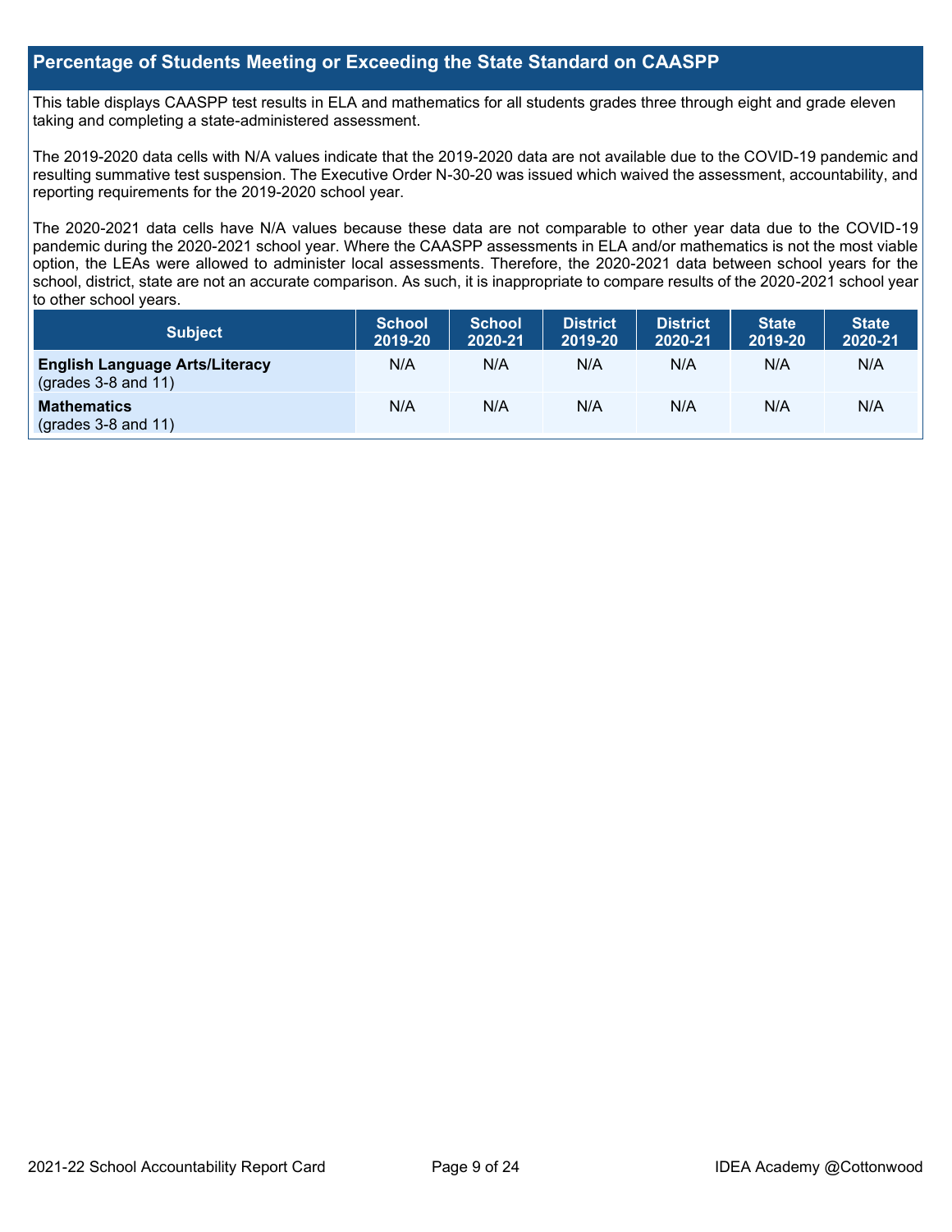## Percentage of Students Meeting or Exceeding the State Standard on CAASPP

This table displays CAASPP test results in ELA and mathematics for all students grades three through eight and grade eleven taking and completing a state-administered assessment.

The 2019-2020 data cells with N/A values indicate that the 2019-2020 data are not available due to the COVID-19 pandemic and resulting summative test suspension. The Executive Order N-30-20 was issued which waived the assessment, accountability, and reporting requirements for the 2019-2020 school year.

The 2020-2021 data cells have N/A values because these data are not comparable to other year data due to the COVID-19 pandemic during the 2020-2021 school year. Where the CAASPP assessments in ELA and/or mathematics is not the most viable option, the LEAs were allowed to administer local assessments. Therefore, the 2020-2021 data between school years for the school, district, state are not an accurate comparison. As such, it is inappropriate to compare results of the 2020-2021 school year to other school years.

| Subject | School 2019-20 | School 2020-21 | District 2019-20 | District 2020-21 | State 2019-20 | State 2020-21 |
|---|---|---|---|---|---|---|
| **English Language Arts/Literacy** (grades 3-8 and 11) | N/A | N/A | N/A | N/A | N/A | N/A |
| **Mathematics** (grades 3-8 and 11) | N/A | N/A | N/A | N/A | N/A | N/A |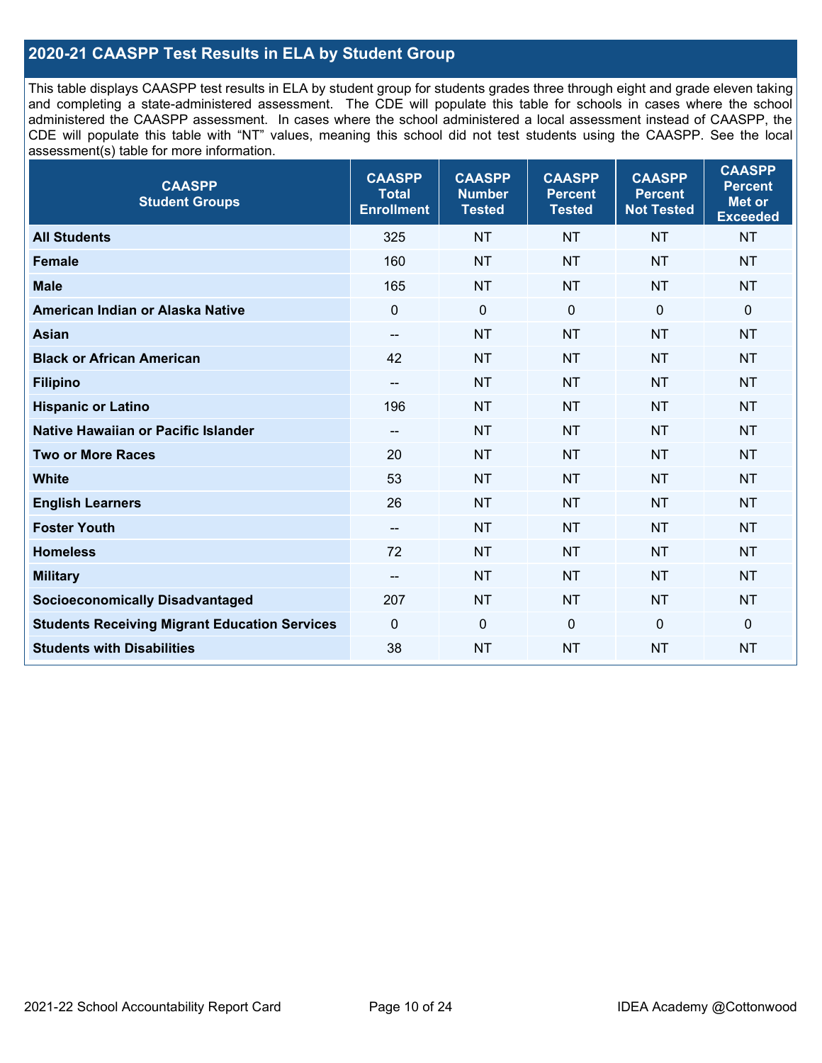## 2020-21 CAASPP Test Results in ELA by Student Group

This table displays CAASPP test results in ELA by student group for students grades three through eight and grade eleven taking and completing a state-administered assessment. The CDE will populate this table for schools in cases where the school administered the CAASPP assessment. In cases where the school administered a local assessment instead of CAASPP, the CDE will populate this table with "NT" values, meaning this school did not test students using the CAASPP. See the local assessment(s) table for more information.

| CAASPP Student Groups | CAASPP Total Enrollment | CAASPP Number Tested | CAASPP Percent Tested | CAASPP Percent Not Tested | CAASPP Percent Met or Exceeded |
|---|---|---|---|---|---|
| **All Students** | 325 | NT | NT | NT | NT |
| **Female** | 160 | NT | NT | NT | NT |
| **Male** | 165 | NT | NT | NT | NT |
| **American Indian or Alaska Native** | 0 | 0 | 0 | 0 | 0 |
| **Asian** | -- | NT | NT | NT | NT |
| **Black or African American** | 42 | NT | NT | NT | NT |
| **Filipino** | -- | NT | NT | NT | NT |
| **Hispanic or Latino** | 196 | NT | NT | NT | NT |
| **Native Hawaiian or Pacific Islander** | -- | NT | NT | NT | NT |
| **Two or More Races** | 20 | NT | NT | NT | NT |
| **White** | 53 | NT | NT | NT | NT |
| **English Learners** | 26 | NT | NT | NT | NT |
| **Foster Youth** | -- | NT | NT | NT | NT |
| **Homeless** | 72 | NT | NT | NT | NT |
| **Military** | -- | NT | NT | NT | NT |
| **Socioeconomically Disadvantaged** | 207 | NT | NT | NT | NT |
| **Students Receiving Migrant Education Services** | 0 | 0 | 0 | 0 | 0 |
| **Students with Disabilities** | 38 | NT | NT | NT | NT |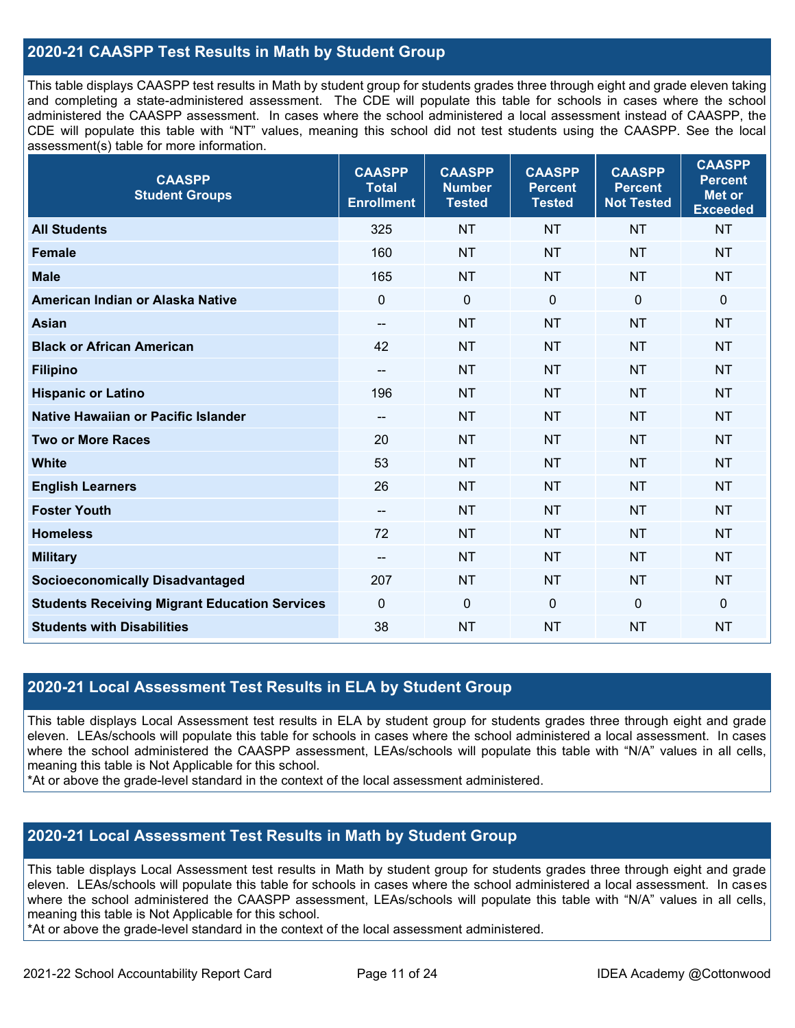## 2020-21 CAASPP Test Results in Math by Student Group

This table displays CAASPP test results in Math by student group for students grades three through eight and grade eleven taking and completing a state-administered assessment. The CDE will populate this table for schools in cases where the school administered the CAASPP assessment. In cases where the school administered a local assessment instead of CAASPP, the CDE will populate this table with "NT" values, meaning this school did not test students using the CAASPP. See the local assessment(s) table for more information.

| CAASPP Student Groups | CAASPP Total Enrollment | CAASPP Number Tested | CAASPP Percent Tested | CAASPP Percent Not Tested | CAASPP Percent Met or Exceeded |
|---|---|---|---|---|---|
| **All Students** | 325 | NT | NT | NT | NT |
| **Female** | 160 | NT | NT | NT | NT |
| **Male** | 165 | NT | NT | NT | NT |
| **American Indian or Alaska Native** | 0 | 0 | 0 | 0 | 0 |
| **Asian** | -- | NT | NT | NT | NT |
| **Black or African American** | 42 | NT | NT | NT | NT |
| **Filipino** | -- | NT | NT | NT | NT |
| **Hispanic or Latino** | 196 | NT | NT | NT | NT |
| **Native Hawaiian or Pacific Islander** | -- | NT | NT | NT | NT |
| **Two or More Races** | 20 | NT | NT | NT | NT |
| **White** | 53 | NT | NT | NT | NT |
| **English Learners** | 26 | NT | NT | NT | NT |
| **Foster Youth** | -- | NT | NT | NT | NT |
| **Homeless** | 72 | NT | NT | NT | NT |
| **Military** | -- | NT | NT | NT | NT |
| **Socioeconomically Disadvantaged** | 207 | NT | NT | NT | NT |
| **Students Receiving Migrant Education Services** | 0 | 0 | 0 | 0 | 0 |
| **Students with Disabilities** | 38 | NT | NT | NT | NT |

## 2020-21 Local Assessment Test Results in ELA by Student Group

This table displays Local Assessment test results in ELA by student group for students grades three through eight and grade eleven. LEAs/schools will populate this table for schools in cases where the school administered a local assessment. In cases where the school administered the CAASPP assessment, LEAs/schools will populate this table with "N/A" values in all cells, meaning this table is Not Applicable for this school.

*At or above the grade-level standard in the context of the local assessment administered.

## 2020-21 Local Assessment Test Results in Math by Student Group

This table displays Local Assessment test results in Math by student group for students grades three through eight and grade eleven. LEAs/schools will populate this table for schools in cases where the school administered a local assessment. In cases where the school administered the CAASPP assessment, LEAs/schools will populate this table with "N/A" values in all cells, meaning this table is Not Applicable for this school.

*At or above the grade-level standard in the context of the local assessment administered.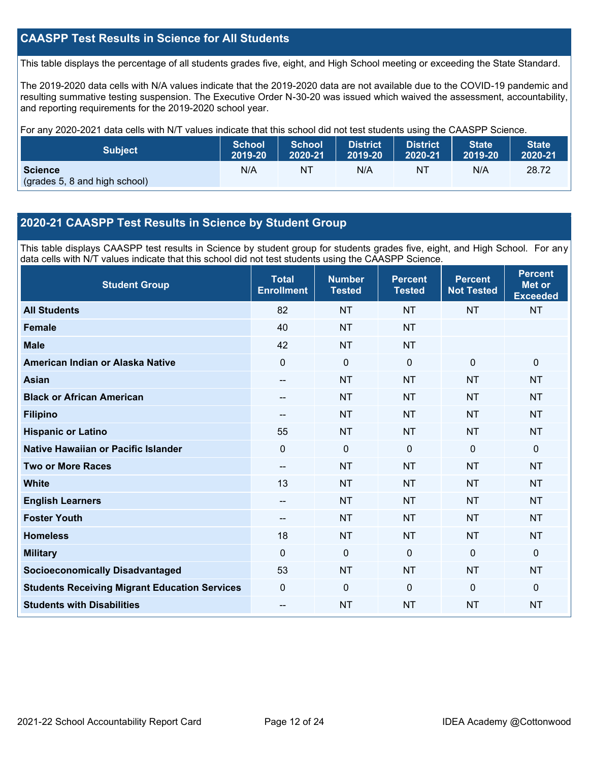## CAASPP Test Results in Science for All Students

This table displays the percentage of all students grades five, eight, and High School meeting or exceeding the State Standard.

The 2019-2020 data cells with N/A values indicate that the 2019-2020 data are not available due to the COVID-19 pandemic and resulting summative testing suspension. The Executive Order N-30-20 was issued which waived the assessment, accountability, and reporting requirements for the 2019-2020 school year.

For any 2020-2021 data cells with N/T values indicate that this school did not test students using the CAASPP Science.

| Subject | School 2019-20 | School 2020-21 | District 2019-20 | District 2020-21 | State 2019-20 | State 2020-21 |
|---|---|---|---|---|---|---|
| **Science** (grades 5, 8 and high school) | N/A | NT | N/A | NT | N/A | 28.72 |

## 2020-21 CAASPP Test Results in Science by Student Group

This table displays CAASPP test results in Science by student group for students grades five, eight, and High School. For any data cells with N/T values indicate that this school did not test students using the CAASPP Science.

| Student Group | Total Enrollment | Number Tested | Percent Tested | Percent Not Tested | Percent Met or Exceeded |
|---|---|---|---|---|---|
| **All Students** | 82 | NT | NT | NT | NT |
| **Female** | 40 | NT | NT | | |
| **Male** | 42 | NT | NT | | |
| **American Indian or Alaska Native** | 0 | 0 | 0 | 0 | 0 |
| **Asian** | -- | NT | NT | NT | NT |
| **Black or African American** | -- | NT | NT | NT | NT |
| **Filipino** | -- | NT | NT | NT | NT |
| **Hispanic or Latino** | 55 | NT | NT | NT | NT |
| **Native Hawaiian or Pacific Islander** | 0 | 0 | 0 | 0 | 0 |
| **Two or More Races** | -- | NT | NT | NT | NT |
| **White** | 13 | NT | NT | NT | NT |
| **English Learners** | -- | NT | NT | NT | NT |
| **Foster Youth** | -- | NT | NT | NT | NT |
| **Homeless** | 18 | NT | NT | NT | NT |
| **Military** | 0 | 0 | 0 | 0 | 0 |
| **Socioeconomically Disadvantaged** | 53 | NT | NT | NT | NT |
| **Students Receiving Migrant Education Services** | 0 | 0 | 0 | 0 | 0 |
| **Students with Disabilities** | -- | NT | NT | NT | NT |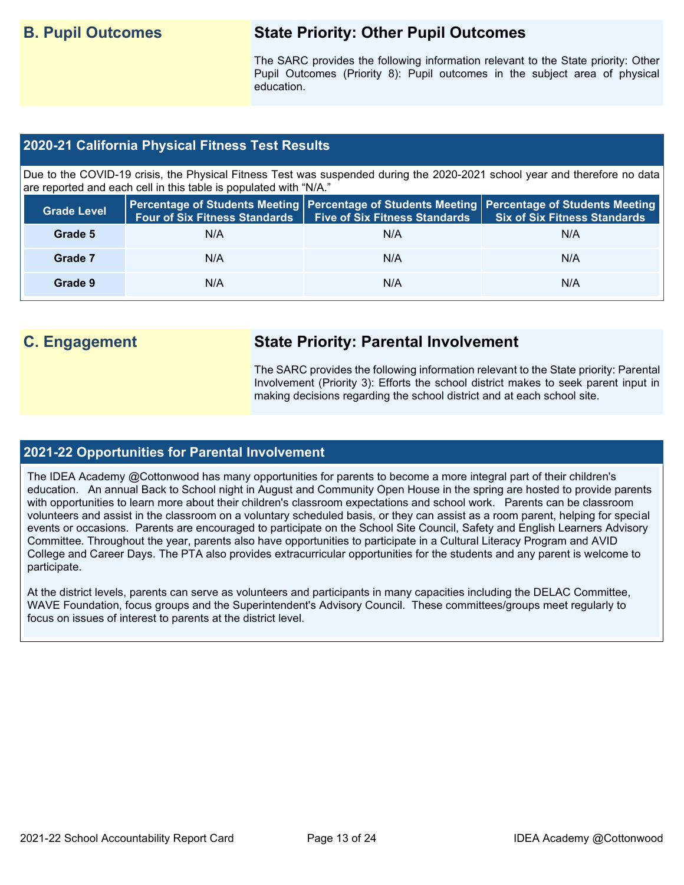## B. Pupil Outcomes

### State Priority: Other Pupil Outcomes

The SARC provides the following information relevant to the State priority: Other Pupil Outcomes (Priority 8): Pupil outcomes in the subject area of physical education.

### 2020-21 California Physical Fitness Test Results

Due to the COVID-19 crisis, the Physical Fitness Test was suspended during the 2020-2021 school year and therefore no data are reported and each cell in this table is populated with "N/A."

| Grade Level | Percentage of Students Meeting Four of Six Fitness Standards | Percentage of Students Meeting Five of Six Fitness Standards | Percentage of Students Meeting Six of Six Fitness Standards |
|---|---|---|---|
| Grade 5 | N/A | N/A | N/A |
| Grade 7 | N/A | N/A | N/A |
| Grade 9 | N/A | N/A | N/A |

## C. Engagement

### State Priority: Parental Involvement

The SARC provides the following information relevant to the State priority: Parental Involvement (Priority 3): Efforts the school district makes to seek parent input in making decisions regarding the school district and at each school site.

### 2021-22 Opportunities for Parental Involvement

The IDEA Academy @Cottonwood has many opportunities for parents to become a more integral part of their children's education. An annual Back to School night in August and Community Open House in the spring are hosted to provide parents with opportunities to learn more about their children's classroom expectations and school work. Parents can be classroom volunteers and assist in the classroom on a voluntary scheduled basis, or they can assist as a room parent, helping for special events or occasions. Parents are encouraged to participate on the School Site Council, Safety and English Learners Advisory Committee. Throughout the year, parents also have opportunities to participate in a Cultural Literacy Program and AVID College and Career Days. The PTA also provides extracurricular opportunities for the students and any parent is welcome to participate.

At the district levels, parents can serve as volunteers and participants in many capacities including the DELAC Committee, WAVE Foundation, focus groups and the Superintendent's Advisory Council. These committees/groups meet regularly to focus on issues of interest to parents at the district level.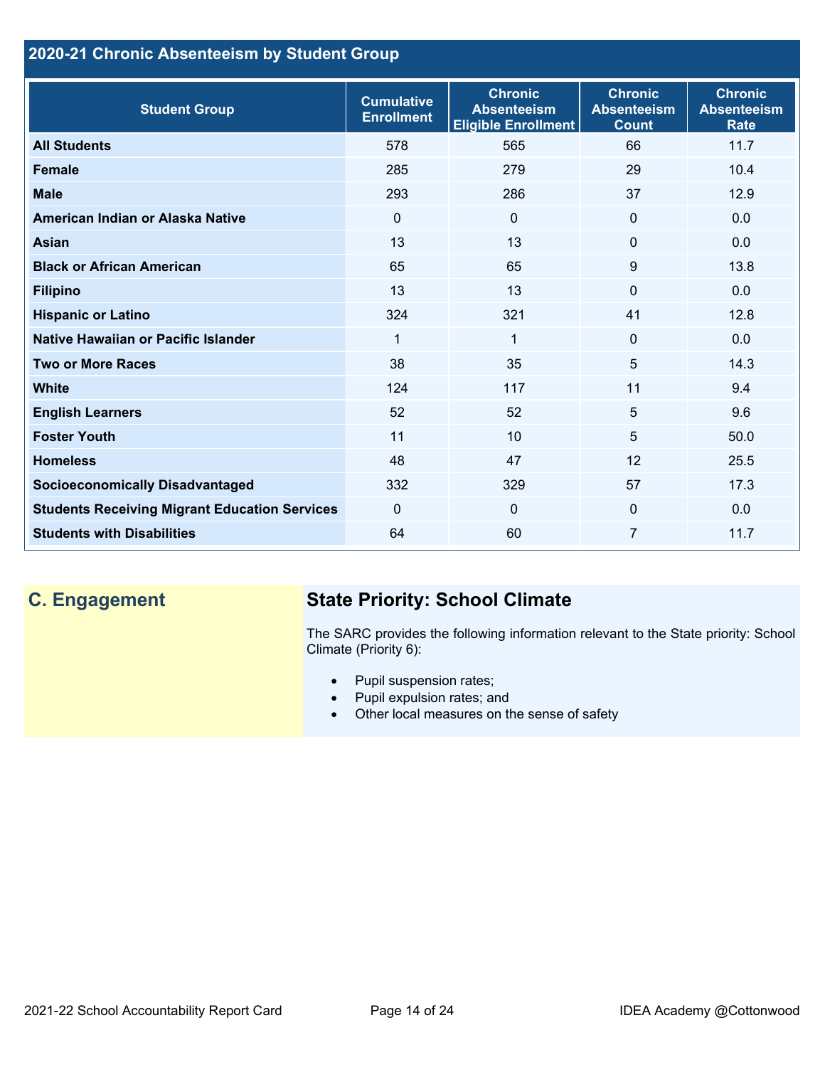## 2020-21 Chronic Absenteeism by Student Group

| Student Group | Cumulative Enrollment | Chronic Absenteeism Eligible Enrollment | Chronic Absenteeism Count | Chronic Absenteeism Rate |
|---|---|---|---|---|
| **All Students** | 578 | 565 | 66 | 11.7 |
| **Female** | 285 | 279 | 29 | 10.4 |
| **Male** | 293 | 286 | 37 | 12.9 |
| **American Indian or Alaska Native** | 0 | 0 | 0 | 0.0 |
| **Asian** | 13 | 13 | 0 | 0.0 |
| **Black or African American** | 65 | 65 | 9 | 13.8 |
| **Filipino** | 13 | 13 | 0 | 0.0 |
| **Hispanic or Latino** | 324 | 321 | 41 | 12.8 |
| **Native Hawaiian or Pacific Islander** | 1 | 1 | 0 | 0.0 |
| **Two or More Races** | 38 | 35 | 5 | 14.3 |
| **White** | 124 | 117 | 11 | 9.4 |
| **English Learners** | 52 | 52 | 5 | 9.6 |
| **Foster Youth** | 11 | 10 | 5 | 50.0 |
| **Homeless** | 48 | 47 | 12 | 25.5 |
| **Socioeconomically Disadvantaged** | 332 | 329 | 57 | 17.3 |
| **Students Receiving Migrant Education Services** | 0 | 0 | 0 | 0.0 |
| **Students with Disabilities** | 64 | 60 | 7 | 11.7 |

## C. Engagement

### State Priority: School Climate

The SARC provides the following information relevant to the State priority: School Climate (Priority 6):

- Pupil suspension rates;
- Pupil expulsion rates; and
- Other local measures on the sense of safety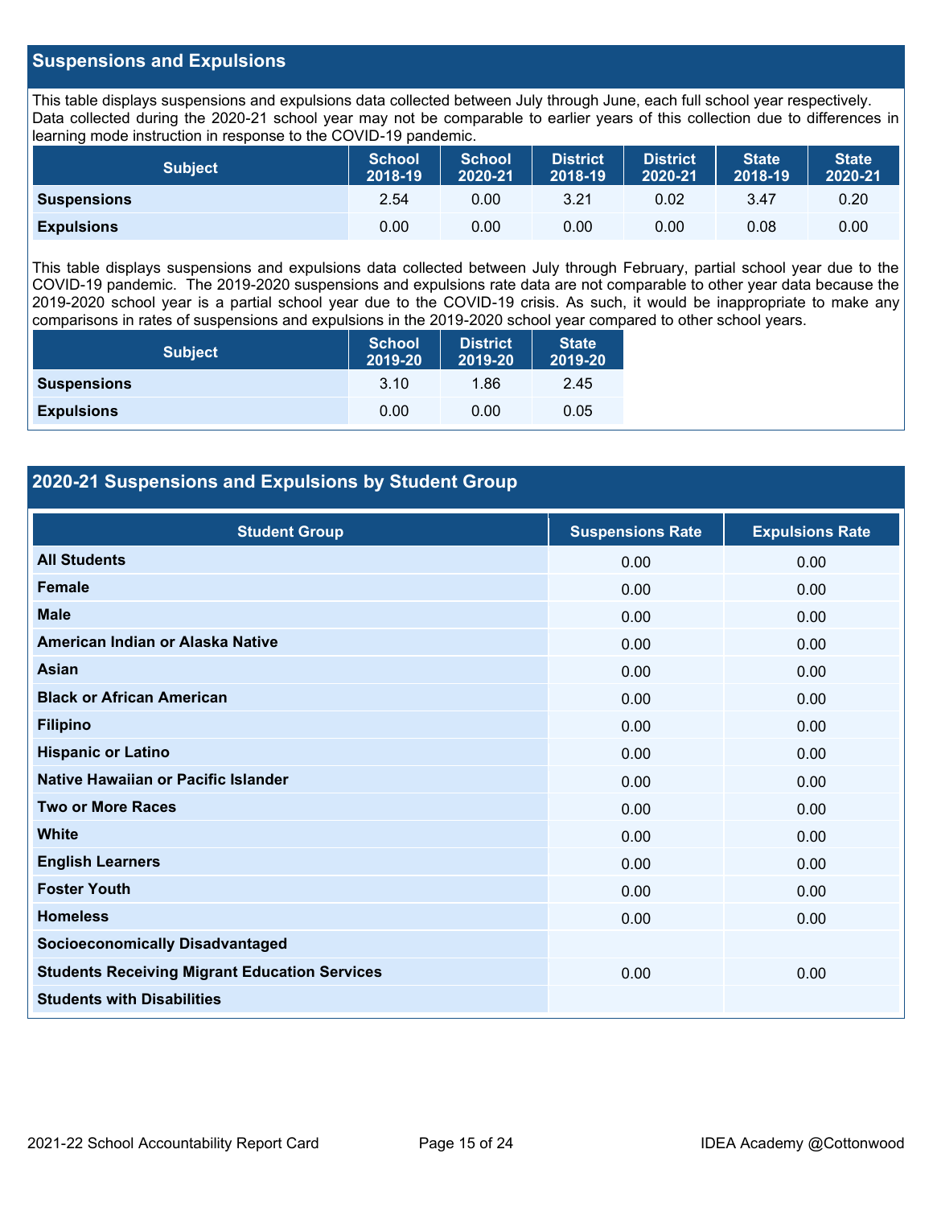## Suspensions and Expulsions

This table displays suspensions and expulsions data collected between July through June, each full school year respectively. Data collected during the 2020-21 school year may not be comparable to earlier years of this collection due to differences in learning mode instruction in response to the COVID-19 pandemic.

| Subject | School 2018-19 | School 2020-21 | District 2018-19 | District 2020-21 | State 2018-19 | State 2020-21 |
|---|---|---|---|---|---|---|
| **Suspensions** | 2.54 | 0.00 | 3.21 | 0.02 | 3.47 | 0.20 |
| **Expulsions** | 0.00 | 0.00 | 0.00 | 0.00 | 0.08 | 0.00 |

This table displays suspensions and expulsions data collected between July through February, partial school year due to the COVID-19 pandemic. The 2019-2020 suspensions and expulsions rate data are not comparable to other year data because the 2019-2020 school year is a partial school year due to the COVID-19 crisis. As such, it would be inappropriate to make any comparisons in rates of suspensions and expulsions in the 2019-2020 school year compared to other school years.

| Subject | School 2019-20 | District 2019-20 | State 2019-20 |
|---|---|---|---|
| **Suspensions** | 3.10 | 1.86 | 2.45 |
| **Expulsions** | 0.00 | 0.00 | 0.05 |

## 2020-21 Suspensions and Expulsions by Student Group

| Student Group | Suspensions Rate | Expulsions Rate |
|---|---|---|
| **All Students** | 0.00 | 0.00 |
| **Female** | 0.00 | 0.00 |
| **Male** | 0.00 | 0.00 |
| **American Indian or Alaska Native** | 0.00 | 0.00 |
| **Asian** | 0.00 | 0.00 |
| **Black or African American** | 0.00 | 0.00 |
| **Filipino** | 0.00 | 0.00 |
| **Hispanic or Latino** | 0.00 | 0.00 |
| **Native Hawaiian or Pacific Islander** | 0.00 | 0.00 |
| **Two or More Races** | 0.00 | 0.00 |
| **White** | 0.00 | 0.00 |
| **English Learners** | 0.00 | 0.00 |
| **Foster Youth** | 0.00 | 0.00 |
| **Homeless** | 0.00 | 0.00 |
| **Socioeconomically Disadvantaged** | | |
| **Students Receiving Migrant Education Services** | 0.00 | 0.00 |
| **Students with Disabilities** | | |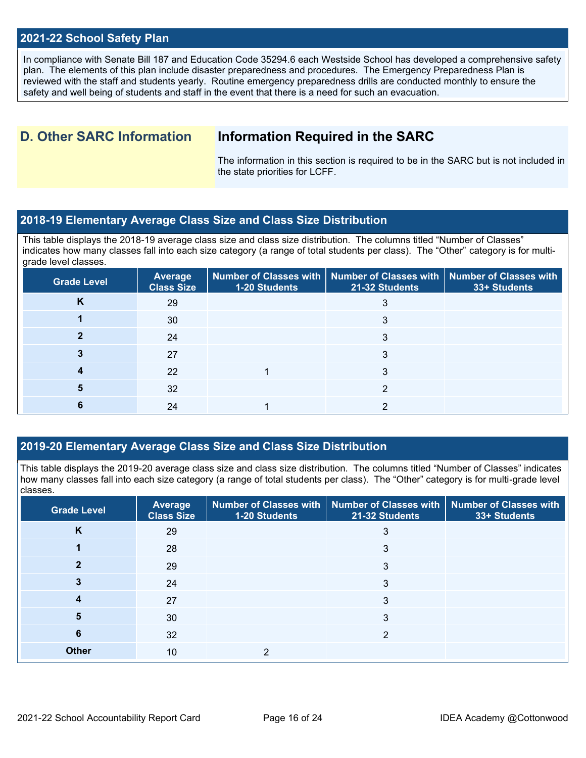## 2021-22 School Safety Plan

In compliance with Senate Bill 187 and Education Code 35294.6 each Westside School has developed a comprehensive safety plan. The elements of this plan include disaster preparedness and procedures. The Emergency Preparedness Plan is reviewed with the staff and students yearly. Routine emergency preparedness drills are conducted monthly to ensure the safety and well being of students and staff in the event that there is a need for such an evacuation.

## D. Other SARC Information

### Information Required in the SARC

The information in this section is required to be in the SARC but is not included in the state priorities for LCFF.

## 2018-19 Elementary Average Class Size and Class Size Distribution

This table displays the 2018-19 average class size and class size distribution. The columns titled "Number of Classes" indicates how many classes fall into each size category (a range of total students per class). The "Other" category is for multi-grade level classes.

| Grade Level | Average Class Size | Number of Classes with 1-20 Students | Number of Classes with 21-32 Students | Number of Classes with 33+ Students |
|---|---|---|---|---|
| K | 29 | | 3 | |
| 1 | 30 | | 3 | |
| 2 | 24 | | 3 | |
| 3 | 27 | | 3 | |
| 4 | 22 | 1 | 3 | |
| 5 | 32 | | 2 | |
| 6 | 24 | 1 | 2 | |

## 2019-20 Elementary Average Class Size and Class Size Distribution

This table displays the 2019-20 average class size and class size distribution. The columns titled "Number of Classes" indicates how many classes fall into each size category (a range of total students per class). The "Other" category is for multi-grade level classes.

| Grade Level | Average Class Size | Number of Classes with 1-20 Students | Number of Classes with 21-32 Students | Number of Classes with 33+ Students |
|---|---|---|---|---|
| K | 29 | | 3 | |
| 1 | 28 | | 3 | |
| 2 | 29 | | 3 | |
| 3 | 24 | | 3 | |
| 4 | 27 | | 3 | |
| 5 | 30 | | 3 | |
| 6 | 32 | | 2 | |
| Other | 10 | 2 | | |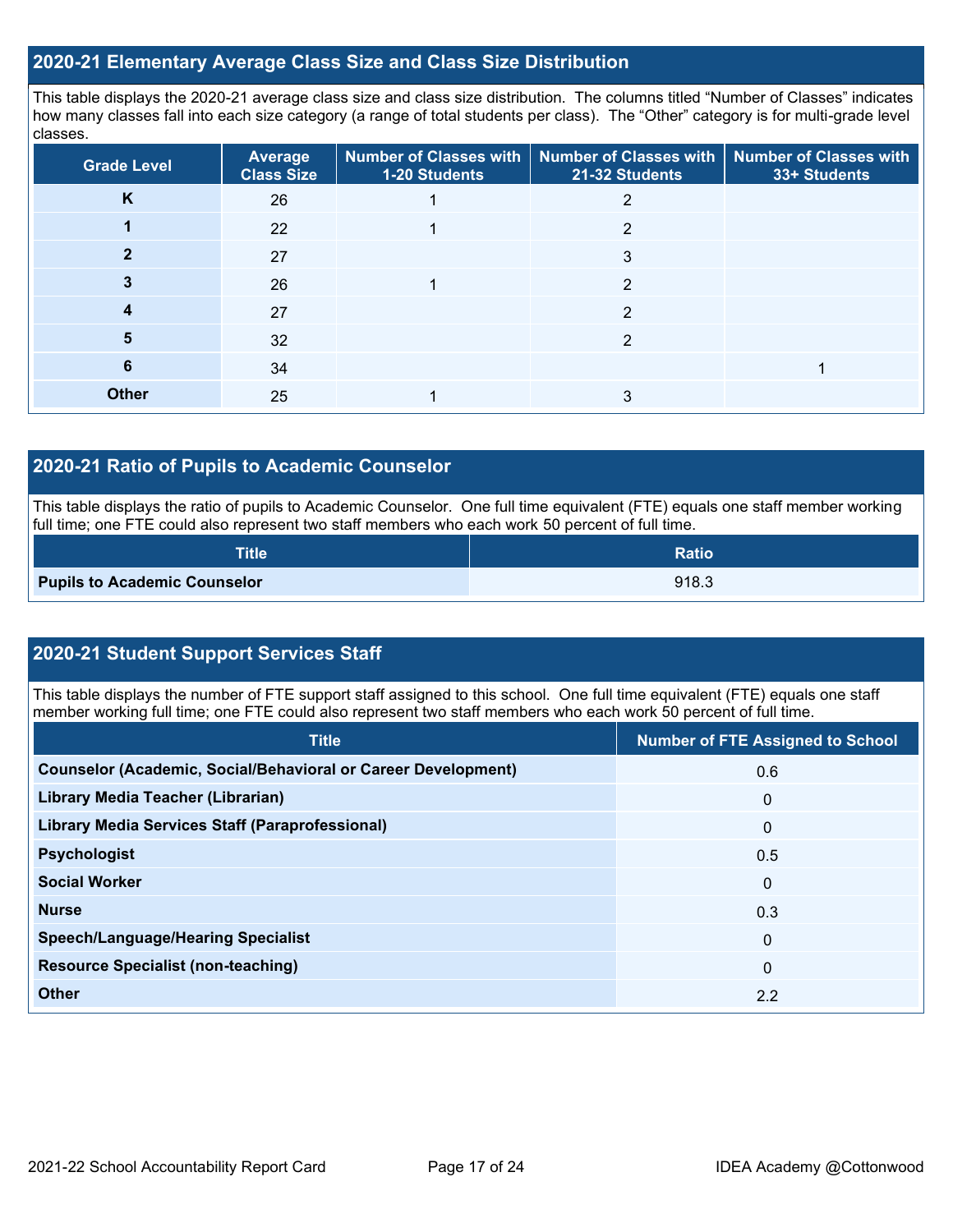## 2020-21 Elementary Average Class Size and Class Size Distribution

This table displays the 2020-21 average class size and class size distribution. The columns titled "Number of Classes" indicates how many classes fall into each size category (a range of total students per class). The "Other" category is for multi-grade level classes.

| Grade Level | Average Class Size | Number of Classes with 1-20 Students | Number of Classes with 21-32 Students | Number of Classes with 33+ Students |
|---|---|---|---|---|
| K | 26 | 1 | 2 | |
| 1 | 22 | 1 | 2 | |
| 2 | 27 | | 3 | |
| 3 | 26 | 1 | 2 | |
| 4 | 27 | | 2 | |
| 5 | 32 | | 2 | |
| 6 | 34 | | | 1 |
| Other | 25 | 1 | 3 | |

## 2020-21 Ratio of Pupils to Academic Counselor

This table displays the ratio of pupils to Academic Counselor. One full time equivalent (FTE) equals one staff member working full time; one FTE could also represent two staff members who each work 50 percent of full time.

| Title | Ratio |
|---|---|
| **Pupils to Academic Counselor** | 918.3 |

## 2020-21 Student Support Services Staff

This table displays the number of FTE support staff assigned to this school. One full time equivalent (FTE) equals one staff member working full time; one FTE could also represent two staff members who each work 50 percent of full time.

| Title | Number of FTE Assigned to School |
|---|---|
| **Counselor (Academic, Social/Behavioral or Career Development)** | 0.6 |
| **Library Media Teacher (Librarian)** | 0 |
| **Library Media Services Staff (Paraprofessional)** | 0 |
| **Psychologist** | 0.5 |
| **Social Worker** | 0 |
| **Nurse** | 0.3 |
| **Speech/Language/Hearing Specialist** | 0 |
| **Resource Specialist (non-teaching)** | 0 |
| **Other** | 2.2 |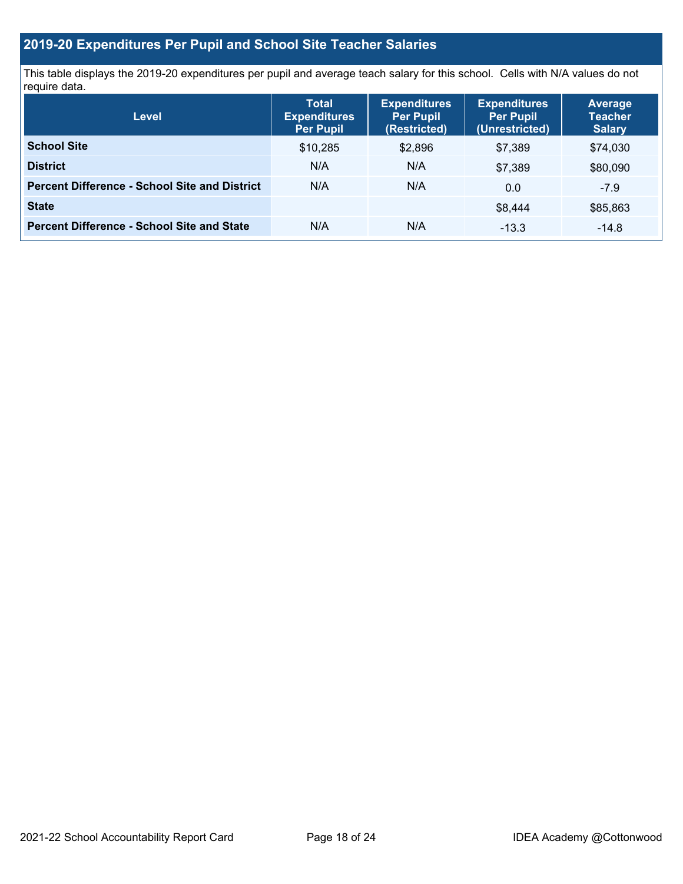## 2019-20 Expenditures Per Pupil and School Site Teacher Salaries

This table displays the 2019-20 expenditures per pupil and average teach salary for this school. Cells with N/A values do not require data.

| Level | Total Expenditures Per Pupil | Expenditures Per Pupil (Restricted) | Expenditures Per Pupil (Unrestricted) | Average Teacher Salary |
|---|---|---|---|---|
| **School Site** | $10,285 | $2,896 | $7,389 | $74,030 |
| **District** | N/A | N/A | $7,389 | $80,090 |
| **Percent Difference - School Site and District** | N/A | N/A | 0.0 | -7.9 |
| **State** | | | $8,444 | $85,863 |
| **Percent Difference - School Site and State** | N/A | N/A | -13.3 | -14.8 |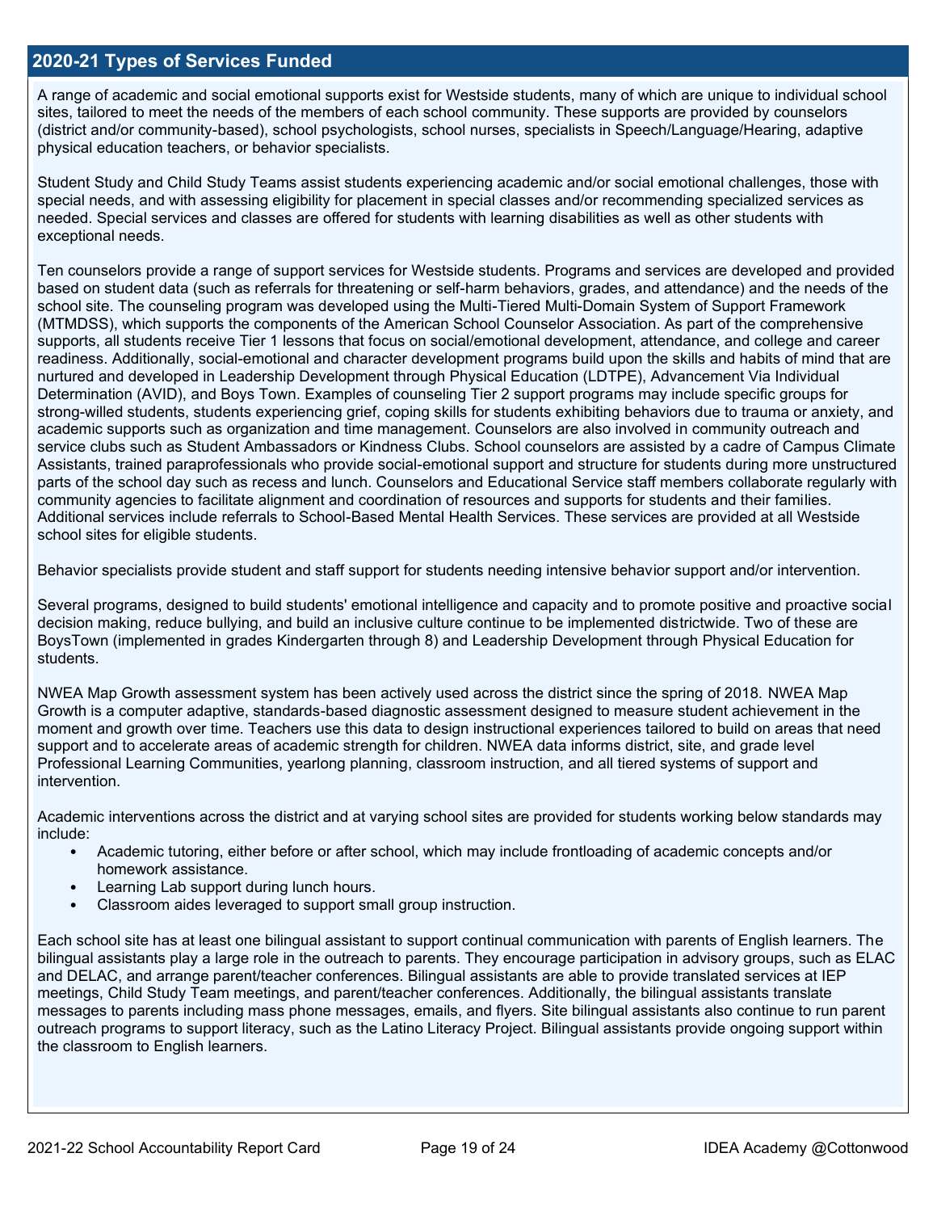## 2020-21 Types of Services Funded

A range of academic and social emotional supports exist for Westside students, many of which are unique to individual school sites, tailored to meet the needs of the members of each school community. These supports are provided by counselors (district and/or community-based), school psychologists, school nurses, specialists in Speech/Language/Hearing, adaptive physical education teachers, or behavior specialists.

Student Study and Child Study Teams assist students experiencing academic and/or social emotional challenges, those with special needs, and with assessing eligibility for placement in special classes and/or recommending specialized services as needed. Special services and classes are offered for students with learning disabilities as well as other students with exceptional needs.

Ten counselors provide a range of support services for Westside students. Programs and services are developed and provided based on student data (such as referrals for threatening or self-harm behaviors, grades, and attendance) and the needs of the school site. The counseling program was developed using the Multi-Tiered Multi-Domain System of Support Framework (MTMDSS), which supports the components of the American School Counselor Association. As part of the comprehensive supports, all students receive Tier 1 lessons that focus on social/emotional development, attendance, and college and career readiness. Additionally, social-emotional and character development programs build upon the skills and habits of mind that are nurtured and developed in Leadership Development through Physical Education (LDTPE), Advancement Via Individual Determination (AVID), and Boys Town. Examples of counseling Tier 2 support programs may include specific groups for strong-willed students, students experiencing grief, coping skills for students exhibiting behaviors due to trauma or anxiety, and academic supports such as organization and time management. Counselors are also involved in community outreach and service clubs such as Student Ambassadors or Kindness Clubs. School counselors are assisted by a cadre of Campus Climate Assistants, trained paraprofessionals who provide social-emotional support and structure for students during more unstructured parts of the school day such as recess and lunch. Counselors and Educational Service staff members collaborate regularly with community agencies to facilitate alignment and coordination of resources and supports for students and their families. Additional services include referrals to School-Based Mental Health Services. These services are provided at all Westside school sites for eligible students.

Behavior specialists provide student and staff support for students needing intensive behavior support and/or intervention.

Several programs, designed to build students' emotional intelligence and capacity and to promote positive and proactive social decision making, reduce bullying, and build an inclusive culture continue to be implemented districtwide. Two of these are BoysTown (implemented in grades Kindergarten through 8) and Leadership Development through Physical Education for students.

NWEA Map Growth assessment system has been actively used across the district since the spring of 2018. NWEA Map Growth is a computer adaptive, standards-based diagnostic assessment designed to measure student achievement in the moment and growth over time. Teachers use this data to design instructional experiences tailored to build on areas that need support and to accelerate areas of academic strength for children. NWEA data informs district, site, and grade level Professional Learning Communities, yearlong planning, classroom instruction, and all tiered systems of support and intervention.

Academic interventions across the district and at varying school sites are provided for students working below standards may include:

- Academic tutoring, either before or after school, which may include frontloading of academic concepts and/or homework assistance.
- Learning Lab support during lunch hours.
- Classroom aides leveraged to support small group instruction.

Each school site has at least one bilingual assistant to support continual communication with parents of English learners. The bilingual assistants play a large role in the outreach to parents. They encourage participation in advisory groups, such as ELAC and DELAC, and arrange parent/teacher conferences. Bilingual assistants are able to provide translated services at IEP meetings, Child Study Team meetings, and parent/teacher conferences. Additionally, the bilingual assistants translate messages to parents including mass phone messages, emails, and flyers. Site bilingual assistants also continue to run parent outreach programs to support literacy, such as the Latino Literacy Project. Bilingual assistants provide ongoing support within the classroom to English learners.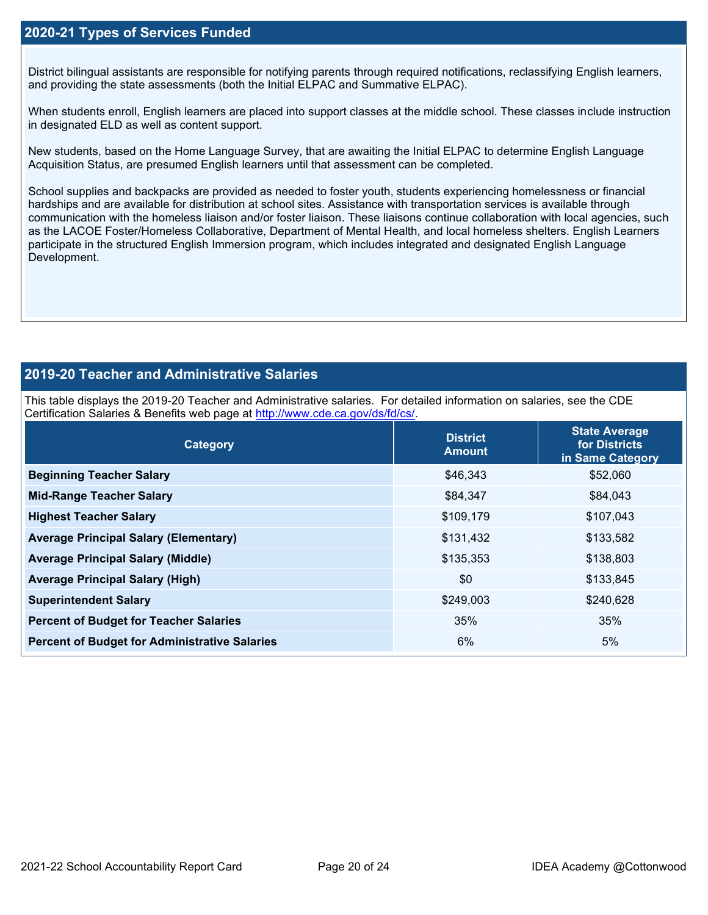## 2020-21 Types of Services Funded

District bilingual assistants are responsible for notifying parents through required notifications, reclassifying English learners, and providing the state assessments (both the Initial ELPAC and Summative ELPAC).

When students enroll, English learners are placed into support classes at the middle school. These classes include instruction in designated ELD as well as content support.

New students, based on the Home Language Survey, that are awaiting the Initial ELPAC to determine English Language Acquisition Status, are presumed English learners until that assessment can be completed.

School supplies and backpacks are provided as needed to foster youth, students experiencing homelessness or financial hardships and are available for distribution at school sites. Assistance with transportation services is available through communication with the homeless liaison and/or foster liaison. These liaisons continue collaboration with local agencies, such as the LACOE Foster/Homeless Collaborative, Department of Mental Health, and local homeless shelters. English Learners participate in the structured English Immersion program, which includes integrated and designated English Language Development.

## 2019-20 Teacher and Administrative Salaries

This table displays the 2019-20 Teacher and Administrative salaries. For detailed information on salaries, see the CDE Certification Salaries & Benefits web page at http://www.cde.ca.gov/ds/fd/cs/.

| Category | District Amount | State Average for Districts in Same Category |
|---|---|---|
| **Beginning Teacher Salary** | $46,343 | $52,060 |
| **Mid-Range Teacher Salary** | $84,347 | $84,043 |
| **Highest Teacher Salary** | $109,179 | $107,043 |
| **Average Principal Salary (Elementary)** | $131,432 | $133,582 |
| **Average Principal Salary (Middle)** | $135,353 | $138,803 |
| **Average Principal Salary (High)** | $0 | $133,845 |
| **Superintendent Salary** | $249,003 | $240,628 |
| **Percent of Budget for Teacher Salaries** | 35% | 35% |
| **Percent of Budget for Administrative Salaries** | 6% | 5% |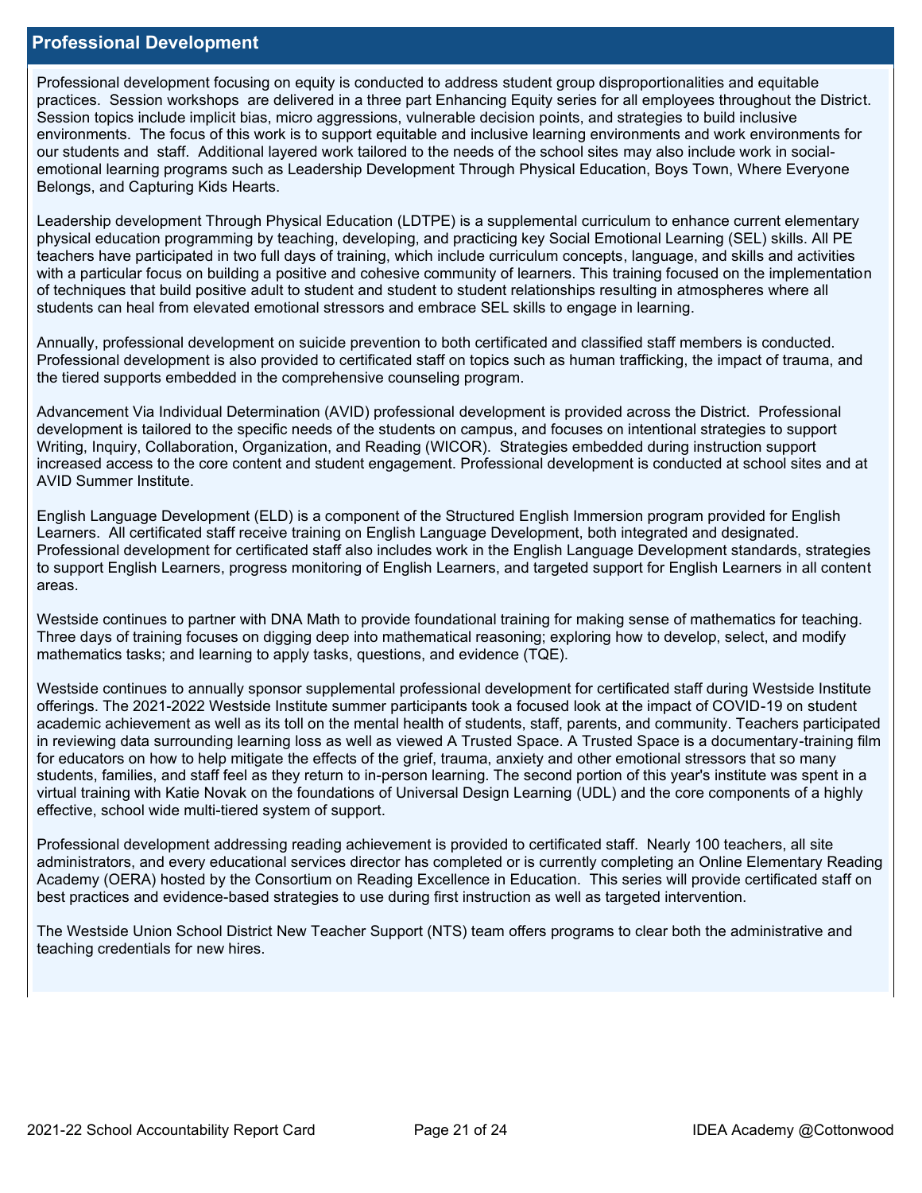## Professional Development

Professional development focusing on equity is conducted to address student group disproportionalities and equitable practices. Session workshops are delivered in a three part Enhancing Equity series for all employees throughout the District. Session topics include implicit bias, micro aggressions, vulnerable decision points, and strategies to build inclusive environments. The focus of this work is to support equitable and inclusive learning environments and work environments for our students and staff. Additional layered work tailored to the needs of the school sites may also include work in social-emotional learning programs such as Leadership Development Through Physical Education, Boys Town, Where Everyone Belongs, and Capturing Kids Hearts.

Leadership development Through Physical Education (LDTPE) is a supplemental curriculum to enhance current elementary physical education programming by teaching, developing, and practicing key Social Emotional Learning (SEL) skills. All PE teachers have participated in two full days of training, which include curriculum concepts, language, and skills and activities with a particular focus on building a positive and cohesive community of learners. This training focused on the implementation of techniques that build positive adult to student and student to student relationships resulting in atmospheres where all students can heal from elevated emotional stressors and embrace SEL skills to engage in learning.

Annually, professional development on suicide prevention to both certificated and classified staff members is conducted. Professional development is also provided to certificated staff on topics such as human trafficking, the impact of trauma, and the tiered supports embedded in the comprehensive counseling program.

Advancement Via Individual Determination (AVID) professional development is provided across the District. Professional development is tailored to the specific needs of the students on campus, and focuses on intentional strategies to support Writing, Inquiry, Collaboration, Organization, and Reading (WICOR). Strategies embedded during instruction support increased access to the core content and student engagement. Professional development is conducted at school sites and at AVID Summer Institute.

English Language Development (ELD) is a component of the Structured English Immersion program provided for English Learners. All certificated staff receive training on English Language Development, both integrated and designated. Professional development for certificated staff also includes work in the English Language Development standards, strategies to support English Learners, progress monitoring of English Learners, and targeted support for English Learners in all content areas.

Westside continues to partner with DNA Math to provide foundational training for making sense of mathematics for teaching. Three days of training focuses on digging deep into mathematical reasoning; exploring how to develop, select, and modify mathematics tasks; and learning to apply tasks, questions, and evidence (TQE).

Westside continues to annually sponsor supplemental professional development for certificated staff during Westside Institute offerings. The 2021-2022 Westside Institute summer participants took a focused look at the impact of COVID-19 on student academic achievement as well as its toll on the mental health of students, staff, parents, and community. Teachers participated in reviewing data surrounding learning loss as well as viewed A Trusted Space. A Trusted Space is a documentary-training film for educators on how to help mitigate the effects of the grief, trauma, anxiety and other emotional stressors that so many students, families, and staff feel as they return to in-person learning. The second portion of this year's institute was spent in a virtual training with Katie Novak on the foundations of Universal Design Learning (UDL) and the core components of a highly effective, school wide multi-tiered system of support.

Professional development addressing reading achievement is provided to certificated staff. Nearly 100 teachers, all site administrators, and every educational services director has completed or is currently completing an Online Elementary Reading Academy (OERA) hosted by the Consortium on Reading Excellence in Education. This series will provide certificated staff on best practices and evidence-based strategies to use during first instruction as well as targeted intervention.

The Westside Union School District New Teacher Support (NTS) team offers programs to clear both the administrative and teaching credentials for new hires.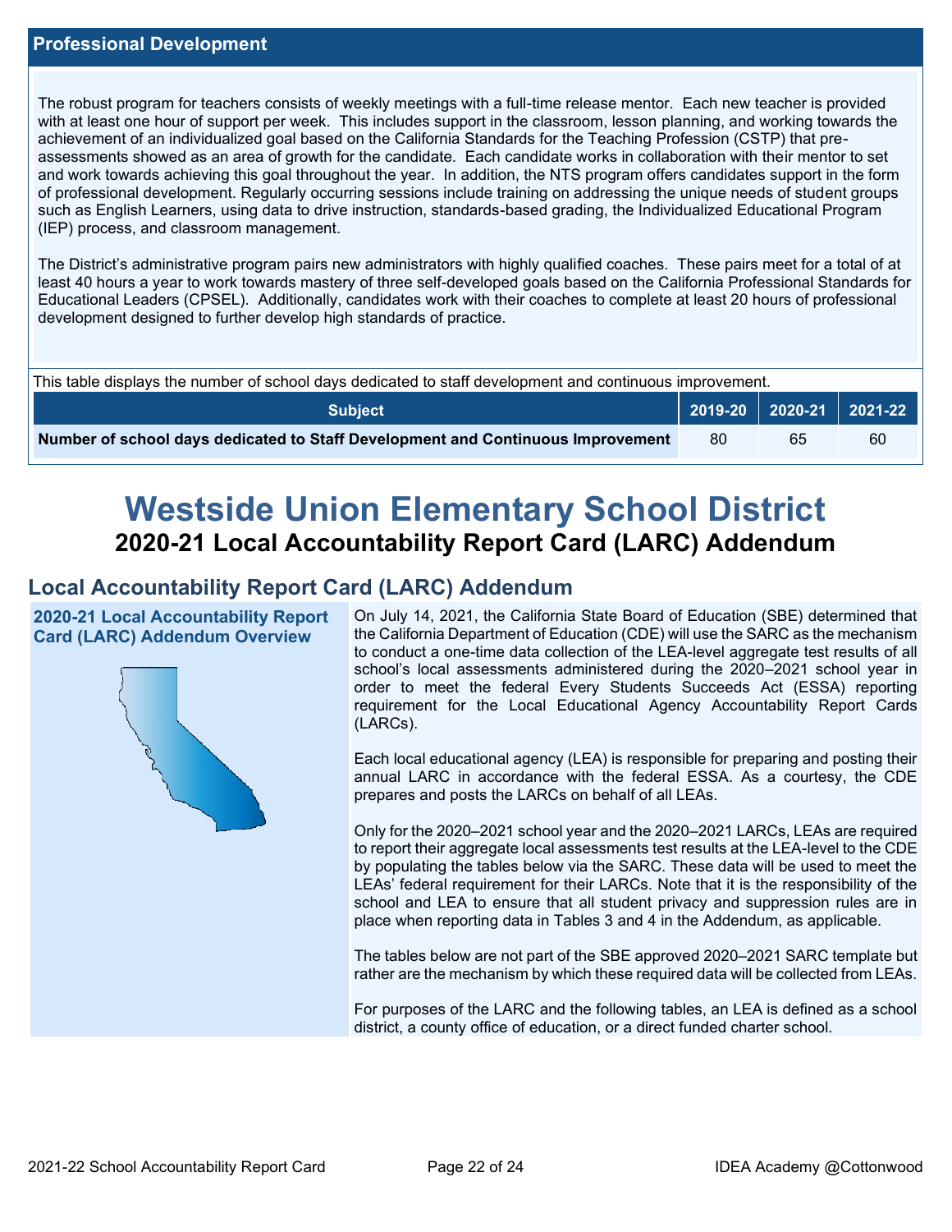## Professional Development

The robust program for teachers consists of weekly meetings with a full-time release mentor. Each new teacher is provided with at least one hour of support per week. This includes support in the classroom, lesson planning, and working towards the achievement of an individualized goal based on the California Standards for the Teaching Profession (CSTP) that pre-assessments showed as an area of growth for the candidate. Each candidate works in collaboration with their mentor to set and work towards achieving this goal throughout the year. In addition, the NTS program offers candidates support in the form of professional development. Regularly occurring sessions include training on addressing the unique needs of student groups such as English Learners, using data to drive instruction, standards-based grading, the Individualized Educational Program (IEP) process, and classroom management.

The District's administrative program pairs new administrators with highly qualified coaches. These pairs meet for a total of at least 40 hours a year to work towards mastery of three self-developed goals based on the California Professional Standards for Educational Leaders (CPSEL). Additionally, candidates work with their coaches to complete at least 20 hours of professional development designed to further develop high standards of practice.

This table displays the number of school days dedicated to staff development and continuous improvement.

| Subject | 2019-20 | 2020-21 | 2021-22 |
|---|---|---|---|
| **Number of school days dedicated to Staff Development and Continuous Improvement** | 80 | 65 | 60 |

# Westside Union Elementary School District

## 2020-21 Local Accountability Report Card (LARC) Addendum

## Local Accountability Report Card (LARC) Addendum

### 2020-21 Local Accountability Report Card (LARC) Addendum Overview

On July 14, 2021, the California State Board of Education (SBE) determined that the California Department of Education (CDE) will use the SARC as the mechanism to conduct a one-time data collection of the LEA-level aggregate test results of all school's local assessments administered during the 2020–2021 school year in order to meet the federal Every Students Succeeds Act (ESSA) reporting requirement for the Local Educational Agency Accountability Report Cards (LARCs).

Each local educational agency (LEA) is responsible for preparing and posting their annual LARC in accordance with the federal ESSA. As a courtesy, the CDE prepares and posts the LARCs on behalf of all LEAs.

Only for the 2020–2021 school year and the 2020–2021 LARCs, LEAs are required to report their aggregate local assessments test results at the LEA-level to the CDE by populating the tables below via the SARC. These data will be used to meet the LEAs' federal requirement for their LARCs. Note that it is the responsibility of the school and LEA to ensure that all student privacy and suppression rules are in place when reporting data in Tables 3 and 4 in the Addendum, as applicable.

The tables below are not part of the SBE approved 2020–2021 SARC template but rather are the mechanism by which these required data will be collected from LEAs.

For purposes of the LARC and the following tables, an LEA is defined as a school district, a county office of education, or a direct funded charter school.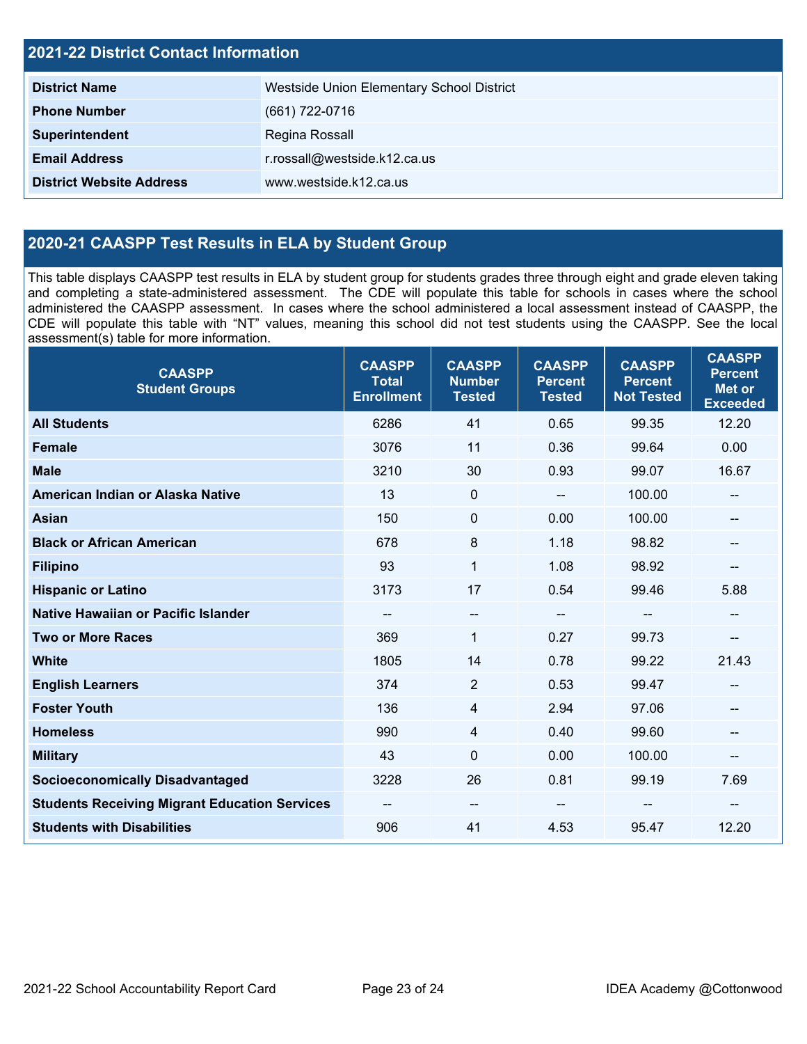## 2021-22 District Contact Information

| | |
|---|---|
| **District Name** | Westside Union Elementary School District |
| **Phone Number** | (661) 722-0716 |
| **Superintendent** | Regina Rossall |
| **Email Address** | r.rossall@westside.k12.ca.us |
| **District Website Address** | www.westside.k12.ca.us |

## 2020-21 CAASPP Test Results in ELA by Student Group

This table displays CAASPP test results in ELA by student group for students grades three through eight and grade eleven taking and completing a state-administered assessment. The CDE will populate this table for schools in cases where the school administered the CAASPP assessment. In cases where the school administered a local assessment instead of CAASPP, the CDE will populate this table with "NT" values, meaning this school did not test students using the CAASPP. See the local assessment(s) table for more information.

| CAASPP Student Groups | CAASPP Total Enrollment | CAASPP Number Tested | CAASPP Percent Tested | CAASPP Percent Not Tested | CAASPP Percent Met or Exceeded |
|---|---|---|---|---|---|
| **All Students** | 6286 | 41 | 0.65 | 99.35 | 12.20 |
| **Female** | 3076 | 11 | 0.36 | 99.64 | 0.00 |
| **Male** | 3210 | 30 | 0.93 | 99.07 | 16.67 |
| **American Indian or Alaska Native** | 13 | 0 | -- | 100.00 | -- |
| **Asian** | 150 | 0 | 0.00 | 100.00 | -- |
| **Black or African American** | 678 | 8 | 1.18 | 98.82 | -- |
| **Filipino** | 93 | 1 | 1.08 | 98.92 | -- |
| **Hispanic or Latino** | 3173 | 17 | 0.54 | 99.46 | 5.88 |
| **Native Hawaiian or Pacific Islander** | -- | -- | -- | -- | -- |
| **Two or More Races** | 369 | 1 | 0.27 | 99.73 | -- |
| **White** | 1805 | 14 | 0.78 | 99.22 | 21.43 |
| **English Learners** | 374 | 2 | 0.53 | 99.47 | -- |
| **Foster Youth** | 136 | 4 | 2.94 | 97.06 | -- |
| **Homeless** | 990 | 4 | 0.40 | 99.60 | -- |
| **Military** | 43 | 0 | 0.00 | 100.00 | -- |
| **Socioeconomically Disadvantaged** | 3228 | 26 | 0.81 | 99.19 | 7.69 |
| **Students Receiving Migrant Education Services** | -- | -- | -- | -- | -- |
| **Students with Disabilities** | 906 | 41 | 4.53 | 95.47 | 12.20 |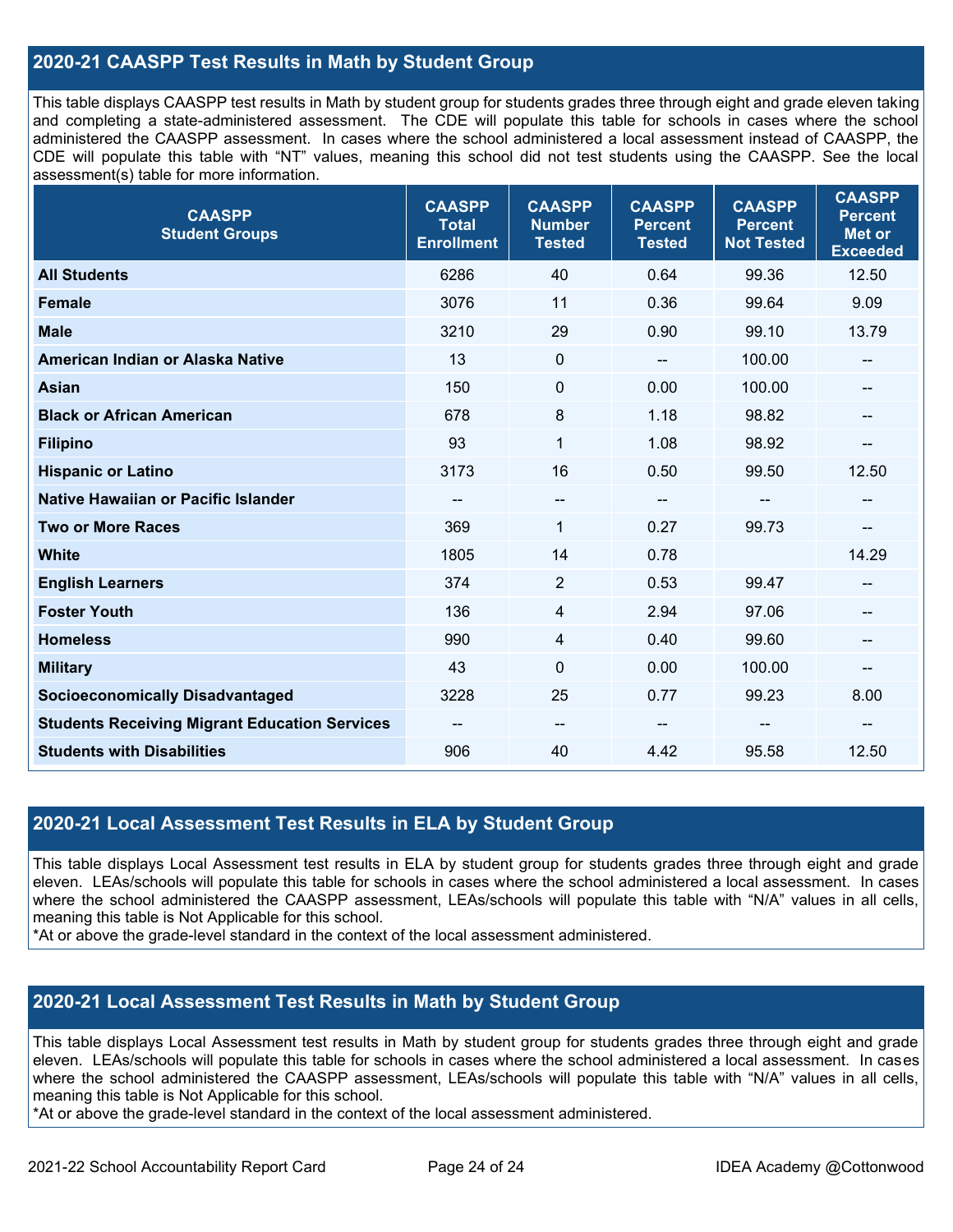## 2020-21 CAASPP Test Results in Math by Student Group

This table displays CAASPP test results in Math by student group for students grades three through eight and grade eleven taking and completing a state-administered assessment. The CDE will populate this table for schools in cases where the school administered the CAASPP assessment. In cases where the school administered a local assessment instead of CAASPP, the CDE will populate this table with "NT" values, meaning this school did not test students using the CAASPP. See the local assessment(s) table for more information.

| CAASPP Student Groups | CAASPP Total Enrollment | CAASPP Number Tested | CAASPP Percent Tested | CAASPP Percent Not Tested | CAASPP Percent Met or Exceeded |
|---|---|---|---|---|---|
| **All Students** | 6286 | 40 | 0.64 | 99.36 | 12.50 |
| **Female** | 3076 | 11 | 0.36 | 99.64 | 9.09 |
| **Male** | 3210 | 29 | 0.90 | 99.10 | 13.79 |
| **American Indian or Alaska Native** | 13 | 0 | -- | 100.00 | -- |
| **Asian** | 150 | 0 | 0.00 | 100.00 | -- |
| **Black or African American** | 678 | 8 | 1.18 | 98.82 | -- |
| **Filipino** | 93 | 1 | 1.08 | 98.92 | -- |
| **Hispanic or Latino** | 3173 | 16 | 0.50 | 99.50 | 12.50 |
| **Native Hawaiian or Pacific Islander** | -- | -- | -- | -- | -- |
| **Two or More Races** | 369 | 1 | 0.27 | 99.73 | -- |
| **White** | 1805 | 14 | 0.78 | | 14.29 |
| **English Learners** | 374 | 2 | 0.53 | 99.47 | -- |
| **Foster Youth** | 136 | 4 | 2.94 | 97.06 | -- |
| **Homeless** | 990 | 4 | 0.40 | 99.60 | -- |
| **Military** | 43 | 0 | 0.00 | 100.00 | -- |
| **Socioeconomically Disadvantaged** | 3228 | 25 | 0.77 | 99.23 | 8.00 |
| **Students Receiving Migrant Education Services** | -- | -- | -- | -- | -- |
| **Students with Disabilities** | 906 | 40 | 4.42 | 95.58 | 12.50 |

## 2020-21 Local Assessment Test Results in ELA by Student Group

This table displays Local Assessment test results in ELA by student group for students grades three through eight and grade eleven. LEAs/schools will populate this table for schools in cases where the school administered a local assessment. In cases where the school administered the CAASPP assessment, LEAs/schools will populate this table with "N/A" values in all cells, meaning this table is Not Applicable for this school.
*At or above the grade-level standard in the context of the local assessment administered.

## 2020-21 Local Assessment Test Results in Math by Student Group

This table displays Local Assessment test results in Math by student group for students grades three through eight and grade eleven. LEAs/schools will populate this table for schools in cases where the school administered a local assessment. In cases where the school administered the CAASPP assessment, LEAs/schools will populate this table with "N/A" values in all cells, meaning this table is Not Applicable for this school.
*At or above the grade-level standard in the context of the local assessment administered.